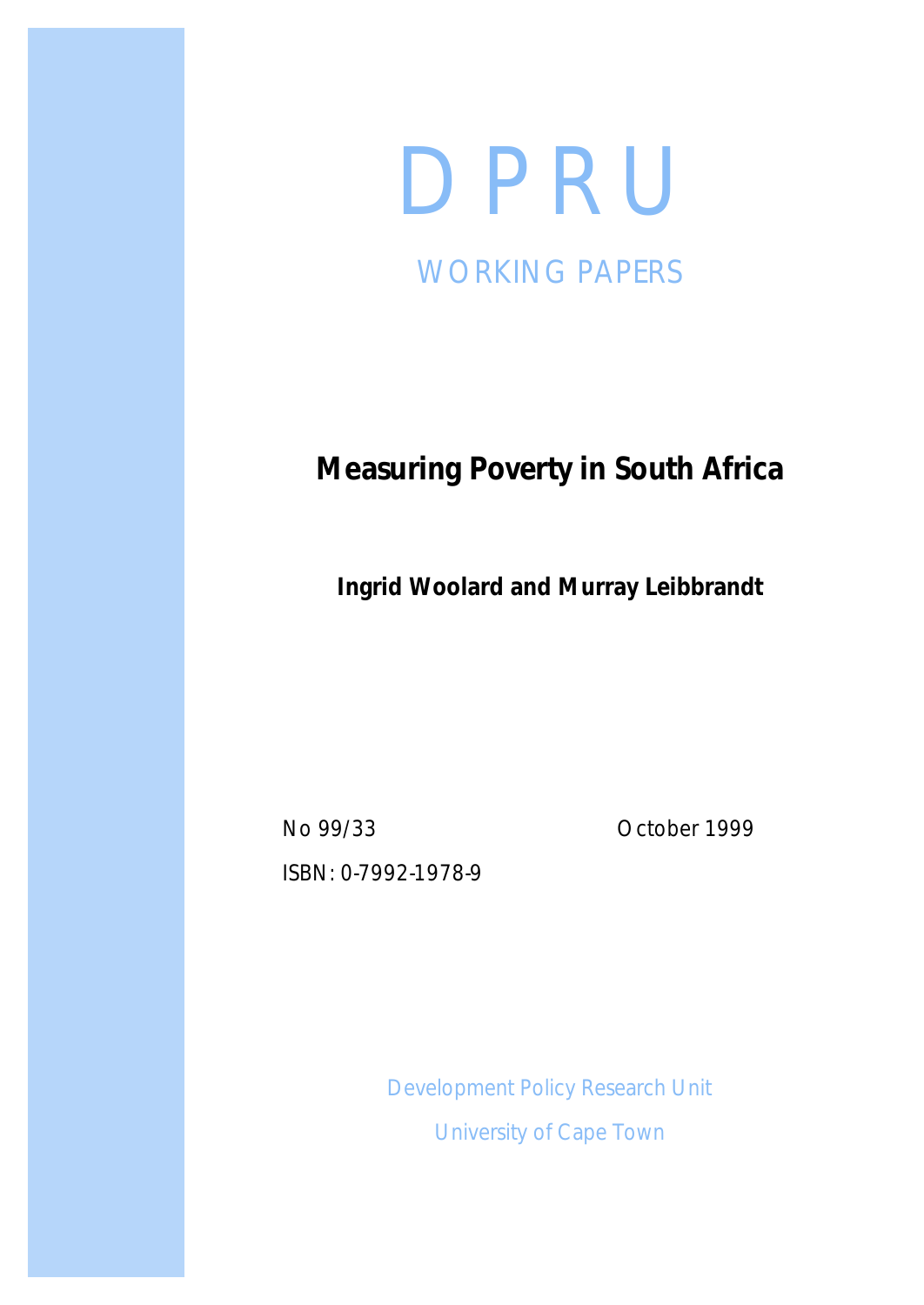# D P R U

## WORKING PAPERS

# Measuring Poverty in South Africa

**Ingrid Woolard and Murray Leibbrandt**

No 99/33 October 1999

ISBN: 0-7992-1978-9

Development Policy Research Unit

University of Cape Town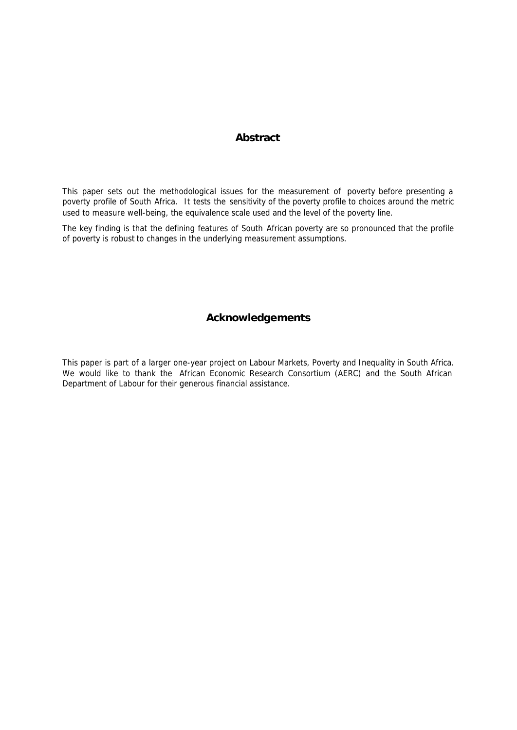## Abstract

This paper sets out the methodological issues for the measurement of poverty before presenting a poverty profile of South Africa. It tests the sensitivity of the poverty profile to choices around the metric used to measure well-being, the equivalence scale used and the level of the poverty line.

The key finding is that the defining features of South African poverty are so pronounced that the profile of poverty is robust to changes in the underlying measurement assumptions.

## Acknowledgements

This paper is part of a larger one-year project on Labour Markets, Poverty and Inequality in South Africa. We would like to thank the African Economic Research Consortium (AERC) and the South African Department of Labour for their generous financial assistance.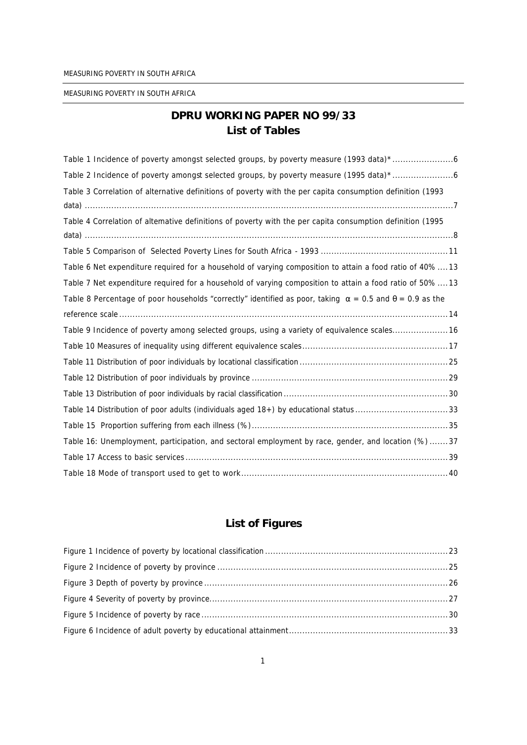# DPRU WORKING PAPER NO 99/33

## List of Tables

Table 1 Incidence of poverty amongst selected groups, by poverty measure (1993 data)* .......................6

Table 2 Incidence of poverty amongst selected groups, by poverty measure (1995 data)* .......................6

Table 3 Correlation of alternative definitions of poverty with the per capita consumption definition (1993 data) ..........................................................................................................................................7

Table 4 Correlation of alternative definitions of poverty with the per capita consumption definition (1995 data) ..........................................................................................................................................8

Table 5 Comparison of Selected Poverty Lines for South Africa - 1993 ...............................................11

Table 6 Net expenditure required for a household of varying composition to attain a food ratio of 40% ....13

Table 7 Net expenditure required for a household of varying composition to attain a food ratio of 50% ....13

Table 8 Percentage of poor households "correctly" identified as poor, taking $\alpha = 0.5$ and $\theta = 0.9$ as the reference scale ..........................................................................................................................14

Table 9 Incidence of poverty among selected groups, using a variety of equivalence scales.....................16

Table 10 Measures of inequality using different equivalence scales......................................................17

Table 11 Distribution of poor individuals by locational classification.......................................................25

Table 12 Distribution of poor individuals by province .........................................................................29

Table 13 Distribution of poor individuals by racial classification .............................................................30

Table 14 Distribution of poor adults (individuals aged 18+) by educational status ..................................33

Table 15 Proportion suffering from each illness (%).........................................................................35

Table 16: Unemployment, participation, and sectoral employment by race, gender, and location (%) .......37

Table 17 Access to basic services ..................................................................................................39

Table 18 Mode of transport used to get to work.............................................................................40

## List of Figures

Figure 1 Incidence of poverty by locational classification ....................................................................23

Figure 2 Incidence of poverty by province ......................................................................................25

Figure 3 Depth of poverty by province ...........................................................................................26

Figure 4 Severity of poverty by province.........................................................................................27

Figure 5 Incidence of poverty by race ............................................................................................30

Figure 6 Incidence of adult poverty by educational attainment............................................................33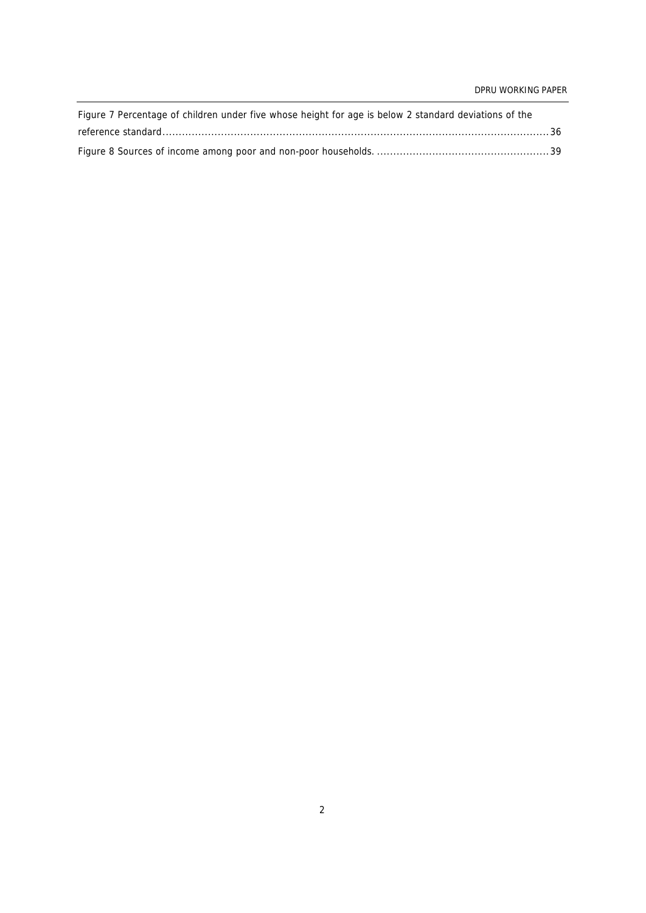Figure 7 Percentage of children under five whose height for age is below 2 standard deviations of the reference standard....................................................................................................................36

Figure 8 Sources of income among poor and non-poor households. ....................................................39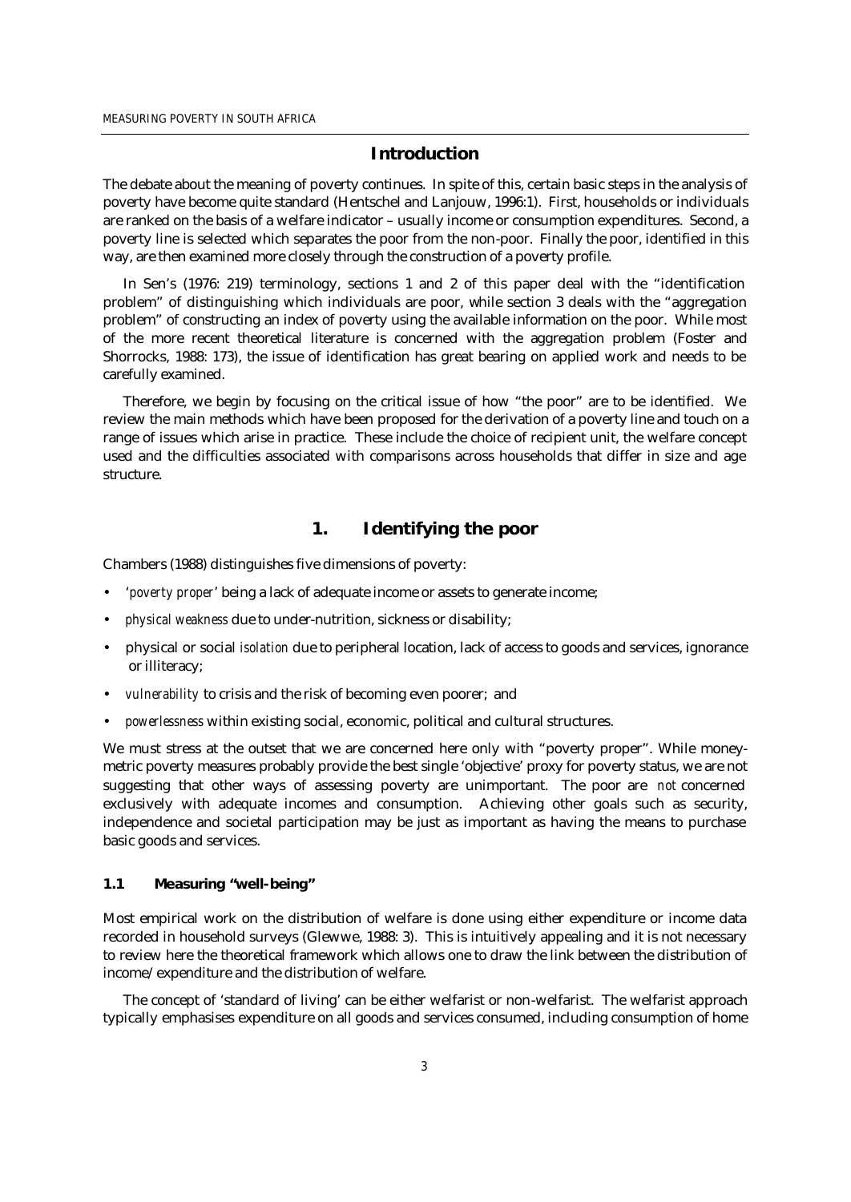## Introduction

The debate about the meaning of poverty continues. In spite of this, certain basic steps in the analysis of poverty have become quite standard (Hentschel and Lanjouw, 1996:1). First, households or individuals are ranked on the basis of a welfare indicator – usually income or consumption expenditures. Second, a poverty line is selected which separates the poor from the non-poor. Finally the poor, identified in this way, are then examined more closely through the construction of a poverty profile.

In Sen's (1976: 219) terminology, sections 1 and 2 of this paper deal with the "identification problem" of distinguishing which individuals are poor, while section 3 deals with the "aggregation problem" of constructing an index of poverty using the available information on the poor. While most of the more recent theoretical literature is concerned with the aggregation problem (Foster and Shorrocks, 1988: 173), the issue of identification has great bearing on applied work and needs to be carefully examined.

Therefore, we begin by focusing on the critical issue of how "the poor" are to be identified. We review the main methods which have been proposed for the derivation of a poverty line and touch on a range of issues which arise in practice. These include the choice of recipient unit, the welfare concept used and the difficulties associated with comparisons across households that differ in size and age structure.

## 1. Identifying the poor

Chambers (1988) distinguishes five dimensions of poverty:

- '*poverty proper*' being a lack of adequate income or assets to generate income;
- *physical weakness* due to under-nutrition, sickness or disability;
- physical or social *isolation* due to peripheral location, lack of access to goods and services, ignorance or illiteracy;
- *vulnerability* to crisis and the risk of becoming even poorer; and
- *powerlessness* within existing social, economic, political and cultural structures.

We must stress at the outset that we are concerned here only with "poverty proper". While money-metric poverty measures probably provide the best single 'objective' proxy for poverty status, we are not suggesting that other ways of assessing poverty are unimportant. The poor are *not* concerned exclusively with adequate incomes and consumption. Achieving other goals such as security, independence and societal participation may be just as important as having the means to purchase basic goods and services.

### 1.1 Measuring "well-being"

Most empirical work on the distribution of welfare is done using either expenditure or income data recorded in household surveys (Glewwe, 1988: 3). This is intuitively appealing and it is not necessary to review here the theoretical framework which allows one to draw the link between the distribution of income/expenditure and the distribution of welfare.

The concept of 'standard of living' can be either welfarist or non-welfarist. The welfarist approach typically emphasises expenditure on all goods and services consumed, including consumption of home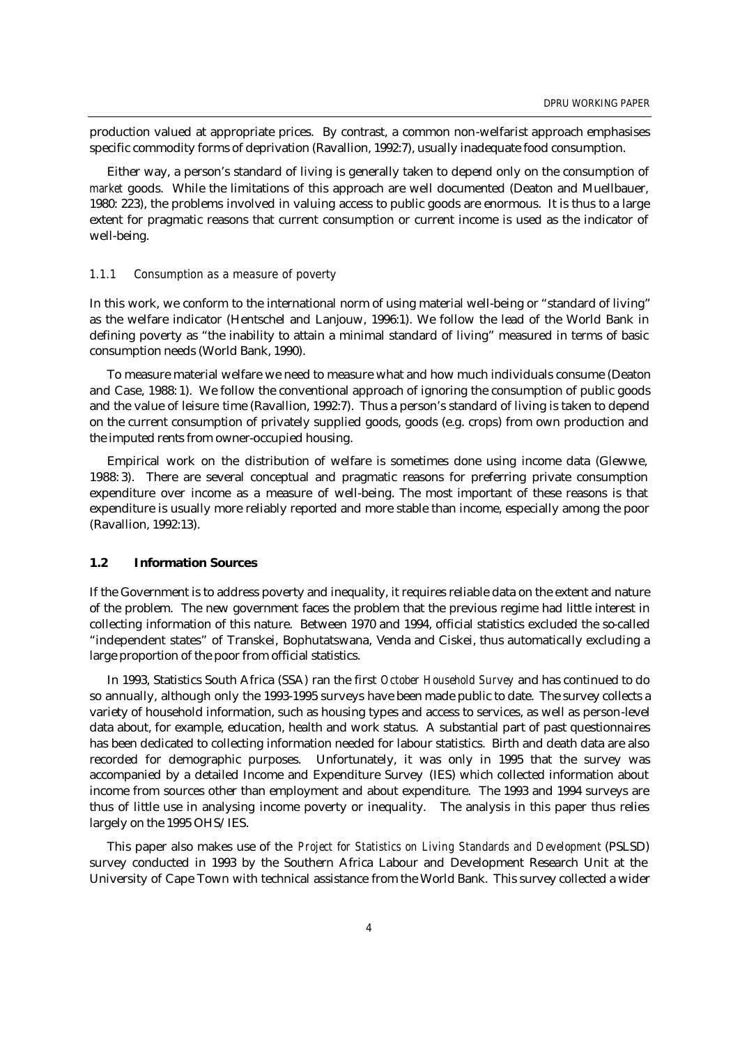production valued at appropriate prices. By contrast, a common non-welfarist approach emphasises specific commodity forms of deprivation (Ravallion, 1992:7), usually inadequate food consumption.

Either way, a person's standard of living is generally taken to depend only on the consumption of *market* goods. While the limitations of this approach are well documented (Deaton and Muellbauer, 1980: 223), the problems involved in valuing access to public goods are enormous. It is thus to a large extent for pragmatic reasons that current consumption or current income is used as the indicator of well-being.

#### 1.1.1 *Consumption as a measure of poverty*

In this work, we conform to the international norm of using material well-being or "standard of living" as the welfare indicator (Hentschel and Lanjouw, 1996:1). We follow the lead of the World Bank in defining poverty as "the inability to attain a minimal standard of living" measured in terms of basic consumption needs (World Bank, 1990).

To measure material welfare we need to measure what and how much individuals consume (Deaton and Case, 1988: 1). We follow the conventional approach of ignoring the consumption of public goods and the value of leisure time (Ravallion, 1992:7). Thus a person's standard of living is taken to depend on the current consumption of privately supplied goods, goods (e.g. crops) from own production and the imputed rents from owner-occupied housing.

Empirical work on the distribution of welfare is sometimes done using income data (Glewwe, 1988: 3). There are several conceptual and pragmatic reasons for preferring private consumption expenditure over income as a measure of well-being. The most important of these reasons is that expenditure is usually more reliably reported and more stable than income, especially among the poor (Ravallion, 1992:13).

### 1.2 Information Sources

If the Government is to address poverty and inequality, it requires reliable data on the extent and nature of the problem. The new government faces the problem that the previous regime had little interest in collecting information of this nature. Between 1970 and 1994, official statistics excluded the so-called "independent states" of Transkei, Bophutatswana, Venda and Ciskei, thus automatically excluding a large proportion of the poor from official statistics.

In 1993, Statistics South Africa (SSA) ran the first *October Household Survey* and has continued to do so annually, although only the 1993-1995 surveys have been made public to date. The survey collects a variety of household information, such as housing types and access to services, as well as person-level data about, for example, education, health and work status. A substantial part of past questionnaires has been dedicated to collecting information needed for labour statistics. Birth and death data are also recorded for demographic purposes. Unfortunately, it was only in 1995 that the survey was accompanied by a detailed Income and Expenditure Survey (IES) which collected information about income from sources other than employment and about expenditure. The 1993 and 1994 surveys are thus of little use in analysing income poverty or inequality. The analysis in this paper thus relies largely on the 1995 OHS/IES.

This paper also makes use of the *Project for Statistics on Living Standards and Development* (PSLSD) survey conducted in 1993 by the Southern Africa Labour and Development Research Unit at the University of Cape Town with technical assistance from the World Bank. This survey collected a wider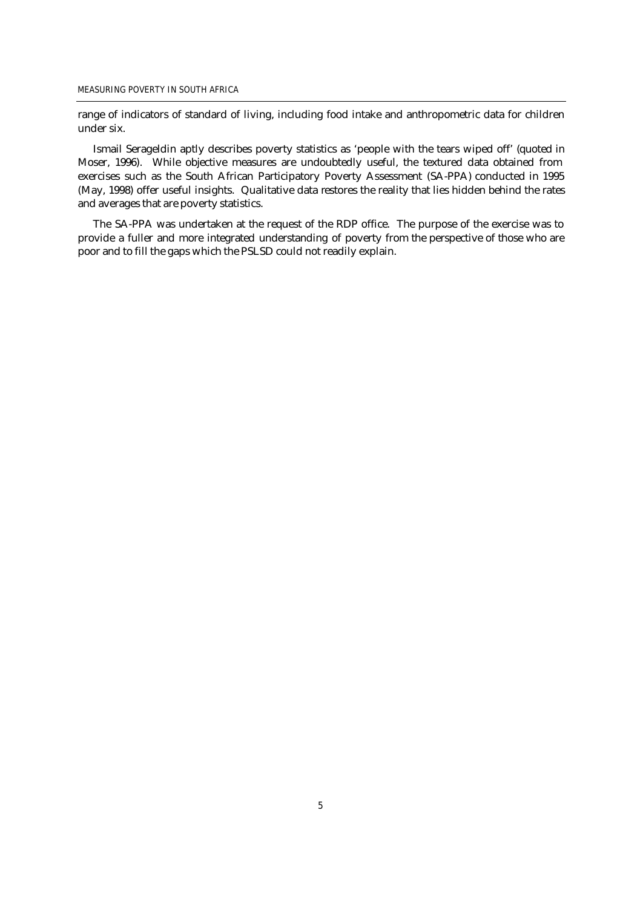range of indicators of standard of living, including food intake and anthropometric data for children under six.

Ismail Serageldin aptly describes poverty statistics as 'people with the tears wiped off' (quoted in Moser, 1996). While objective measures are undoubtedly useful, the textured data obtained from exercises such as the South African Participatory Poverty Assessment (SA-PPA) conducted in 1995 (May, 1998) offer useful insights. Qualitative data restores the reality that lies hidden behind the rates and averages that are poverty statistics.

The SA-PPA was undertaken at the request of the RDP office. The purpose of the exercise was to provide a fuller and more integrated understanding of poverty from the perspective of those who are poor and to fill the gaps which the PSLSD could not readily explain.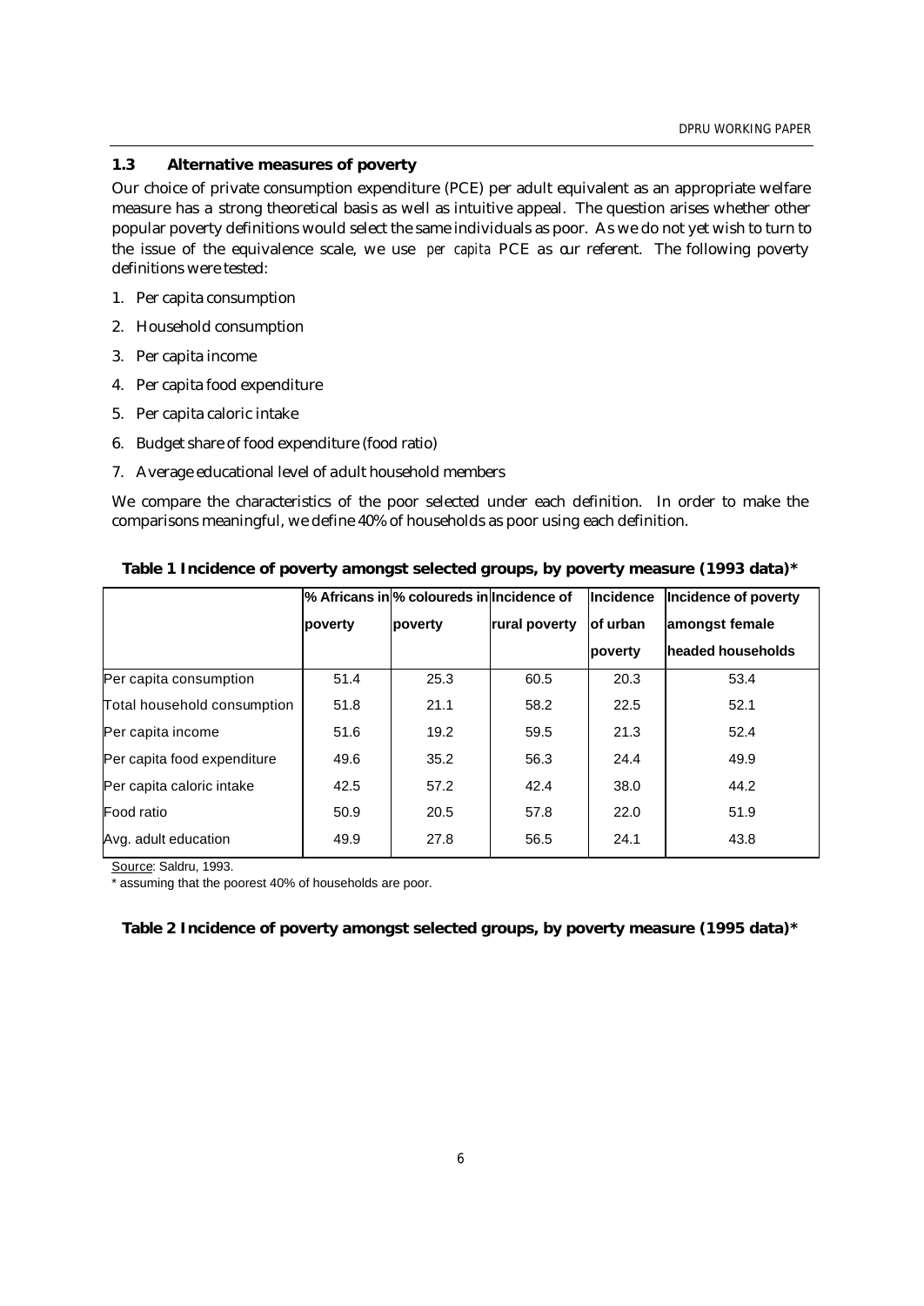### 1.3 Alternative measures of poverty

Our choice of private consumption expenditure (PCE) per adult equivalent as an appropriate welfare measure has a strong theoretical basis as well as intuitive appeal. The question arises whether other popular poverty definitions would select the same individuals as poor. As we do not yet wish to turn to the issue of the equivalence scale, we use *per capita* PCE as our referent. The following poverty definitions were tested:

1. Per capita consumption
2. Household consumption
3. Per capita income
4. Per capita food expenditure
5. Per capita caloric intake
6. Budget share of food expenditure (food ratio)
7. Average educational level of adult household members

We compare the characteristics of the poor selected under each definition. In order to make the comparisons meaningful, we define 40% of households as poor using each definition.

**Table 1 Incidence of poverty amongst selected groups, by poverty measure (1993 data)***

| | % Africans in poverty | % coloureds in poverty | Incidence of rural poverty | Incidence of urban poverty | Incidence of poverty amongst female headed households |
|---|---|---|---|---|---|
| Per capita consumption | 51.4 | 25.3 | 60.5 | 20.3 | 53.4 |
| Total household consumption | 51.8 | 21.1 | 58.2 | 22.5 | 52.1 |
| Per capita income | 51.6 | 19.2 | 59.5 | 21.3 | 52.4 |
| Per capita food expenditure | 49.6 | 35.2 | 56.3 | 24.4 | 49.9 |
| Per capita caloric intake | 42.5 | 57.2 | 42.4 | 38.0 | 44.2 |
| Food ratio | 50.9 | 20.5 | 57.8 | 22.0 | 51.9 |
| Avg. adult education | 49.9 | 27.8 | 56.5 | 24.1 | 43.8 |

Source: Saldru, 1993.

* assuming that the poorest 40% of households are poor.

**Table 2 Incidence of poverty amongst selected groups, by poverty measure (1995 data)***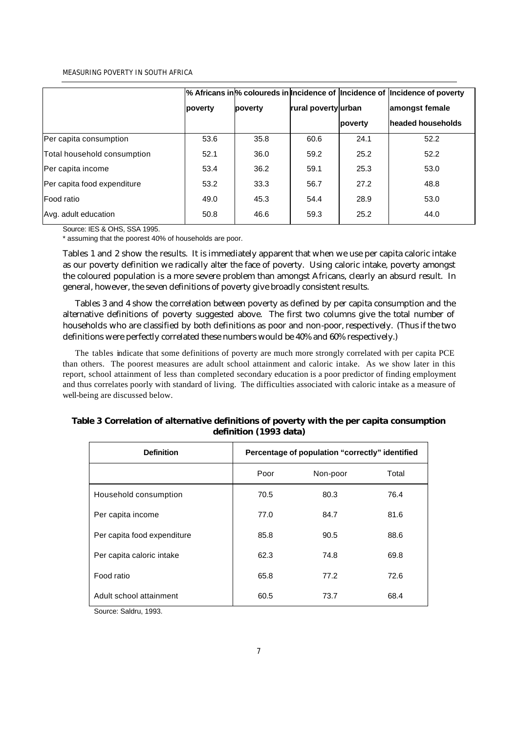| | % Africans in poverty | % coloureds in poverty | Incidence of rural poverty | Incidence of urban poverty | Incidence of poverty amongst female headed households |
|---|---|---|---|---|---|
| Per capita consumption | 53.6 | 35.8 | 60.6 | 24.1 | 52.2 |
| Total household consumption | 52.1 | 36.0 | 59.2 | 25.2 | 52.2 |
| Per capita income | 53.4 | 36.2 | 59.1 | 25.3 | 53.0 |
| Per capita food expenditure | 53.2 | 33.3 | 56.7 | 27.2 | 48.8 |
| Food ratio | 49.0 | 45.3 | 54.4 | 28.9 | 53.0 |
| Avg. adult education | 50.8 | 46.6 | 59.3 | 25.2 | 44.0 |

Source: IES & OHS, SSA 1995.

\* assuming that the poorest 40% of households are poor.

Tables 1 and 2 show the results. It is immediately apparent that when we use per capita caloric intake as our poverty definition we radically alter the face of poverty. Using caloric intake, poverty amongst the coloured population is a more severe problem than amongst Africans, clearly an absurd result. In general, however, the seven definitions of poverty give broadly consistent results.

Tables 3 and 4 show the correlation between poverty as defined by per capita consumption and the alternative definitions of poverty suggested above. The first two columns give the total number of households who are classified by both definitions as poor and non-poor, respectively. (Thus if the two definitions were perfectly correlated these numbers would be 40% and 60% respectively.)

The tables indicate that some definitions of poverty are much more strongly correlated with per capita PCE than others. The poorest measures are adult school attainment and caloric intake. As we show later in this report, school attainment of less than completed secondary education is a poor predictor of finding employment and thus correlates poorly with standard of living. The difficulties associated with caloric intake as a measure of well-being are discussed below.

**Table 3 Correlation of alternative definitions of poverty with the per capita consumption definition (1993 data)**

| Definition | Percentage of population "correctly" identified | | |
|---|---|---|---|
| | Poor | Non-poor | Total |
| Household consumption | 70.5 | 80.3 | 76.4 |
| Per capita income | 77.0 | 84.7 | 81.6 |
| Per capita food expenditure | 85.8 | 90.5 | 88.6 |
| Per capita caloric intake | 62.3 | 74.8 | 69.8 |
| Food ratio | 65.8 | 77.2 | 72.6 |
| Adult school attainment | 60.5 | 73.7 | 68.4 |

Source: Saldru, 1993.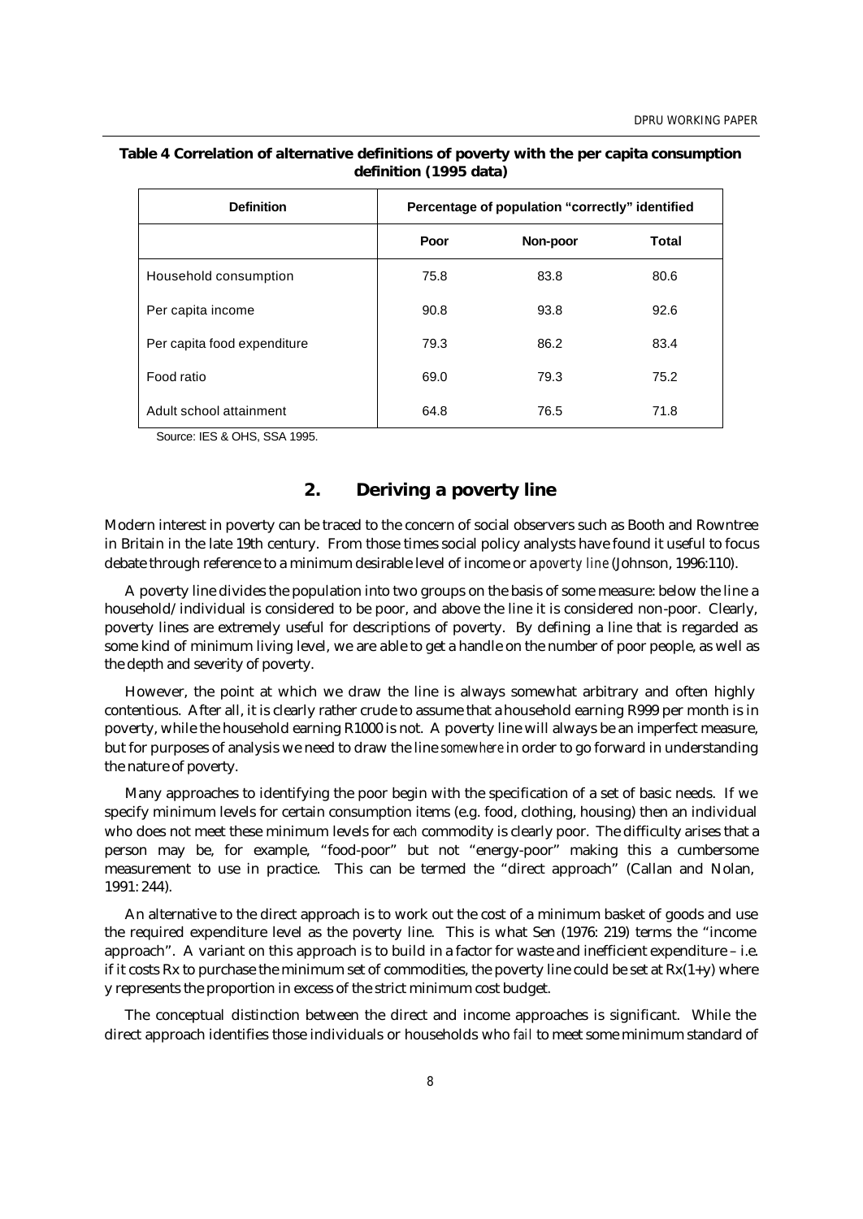**Table 4 Correlation of alternative definitions of poverty with the per capita consumption definition (1995 data)**

| Definition | Percentage of population "correctly" identified | | |
|---|---|---|---|
| | Poor | Non-poor | Total |
| Household consumption | 75.8 | 83.8 | 80.6 |
| Per capita income | 90.8 | 93.8 | 92.6 |
| Per capita food expenditure | 79.3 | 86.2 | 83.4 |
| Food ratio | 69.0 | 79.3 | 75.2 |
| Adult school attainment | 64.8 | 76.5 | 71.8 |

Source: IES & OHS, SSA 1995.

## 2. Deriving a poverty line

Modern interest in poverty can be traced to the concern of social observers such as Booth and Rowntree in Britain in the late 19th century. From those times social policy analysts have found it useful to focus debate through reference to a minimum desirable level of income or a *poverty line* (Johnson, 1996:110).

A poverty line divides the population into two groups on the basis of some measure: below the line a household/individual is considered to be poor, and above the line it is considered non-poor. Clearly, poverty lines are extremely useful for descriptions of poverty. By defining a line that is regarded as some kind of minimum living level, we are able to get a handle on the number of poor people, as well as the depth and severity of poverty.

However, the point at which we draw the line is always somewhat arbitrary and often highly contentious. After all, it is clearly rather crude to assume that a household earning R999 per month is in poverty, while the household earning R1000 is not. A poverty line will always be an imperfect measure, but for purposes of analysis we need to draw the line *somewhere* in order to go forward in understanding the nature of poverty.

Many approaches to identifying the poor begin with the specification of a set of basic needs. If we specify minimum levels for certain consumption items (e.g. food, clothing, housing) then an individual who does not meet these minimum levels for *each* commodity is clearly poor. The difficulty arises that a person may be, for example, "food-poor" but not "energy-poor" making this a cumbersome measurement to use in practice. This can be termed the "direct approach" (Callan and Nolan, 1991: 244).

An alternative to the direct approach is to work out the cost of a minimum basket of goods and use the required expenditure level as the poverty line. This is what Sen (1976: 219) terms the "income approach". A variant on this approach is to build in a factor for waste and inefficient expenditure – i.e. if it costs Rx to purchase the minimum set of commodities, the poverty line could be set at Rx(1+y) where y represents the proportion in excess of the strict minimum cost budget.

The conceptual distinction between the direct and income approaches is significant. While the direct approach identifies those individuals or households who *fail* to meet some minimum standard of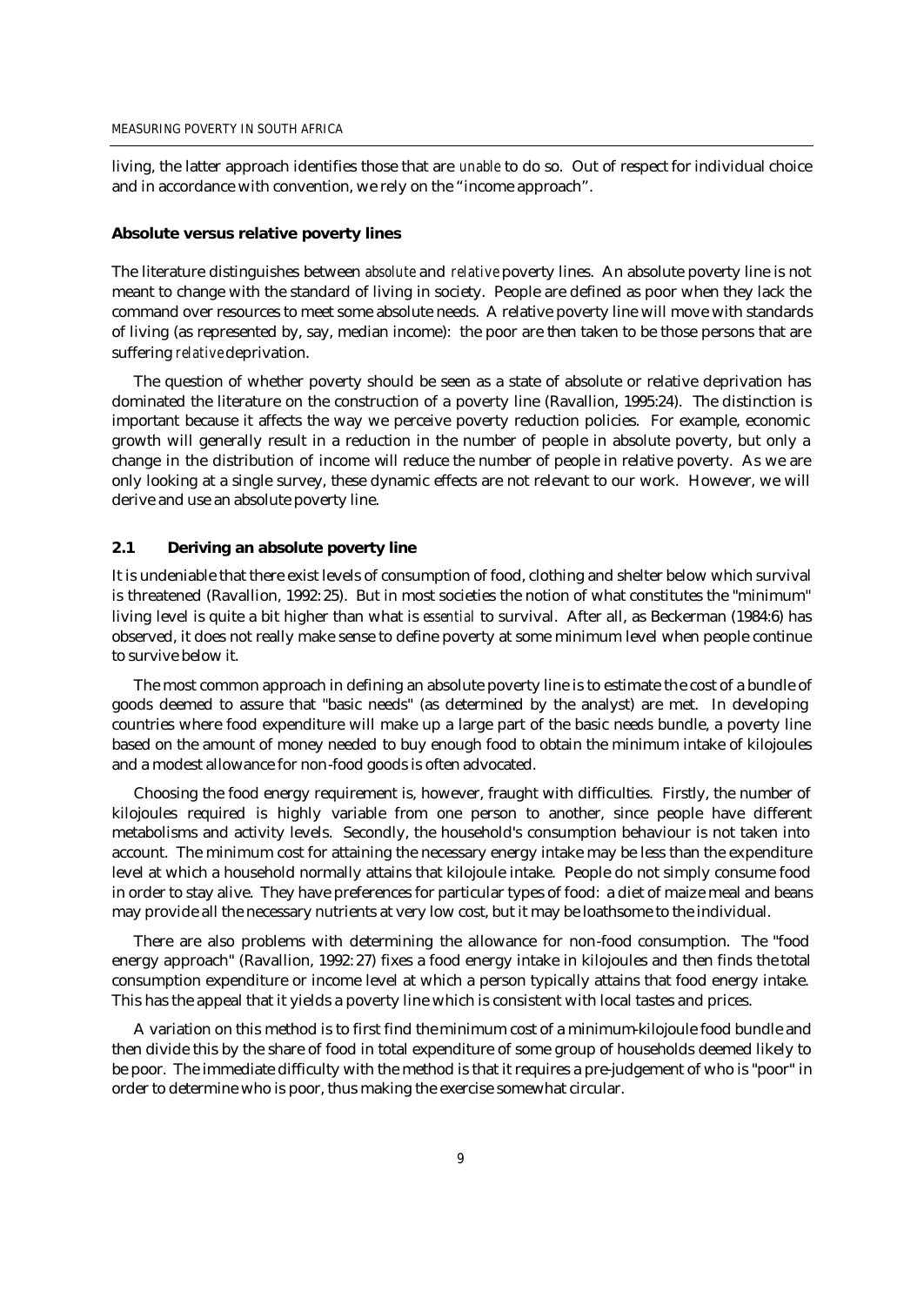living, the latter approach identifies those that are *unable* to do so. Out of respect for individual choice and in accordance with convention, we rely on the "income approach".

**Absolute versus relative poverty lines**

The literature distinguishes between *absolute* and *relative* poverty lines. An absolute poverty line is not meant to change with the standard of living in society. People are defined as poor when they lack the command over resources to meet some absolute needs. A relative poverty line will move with standards of living (as represented by, say, median income): the poor are then taken to be those persons that are suffering *relative* deprivation.

The question of whether poverty should be seen as a state of absolute or relative deprivation has dominated the literature on the construction of a poverty line (Ravallion, 1995:24). The distinction is important because it affects the way we perceive poverty reduction policies. For example, economic growth will generally result in a reduction in the number of people in absolute poverty, but only a change in the distribution of income will reduce the number of people in relative poverty. As we are only looking at a single survey, these dynamic effects are not relevant to our work. However, we will derive and use an absolute poverty line.

### 2.1 Deriving an absolute poverty line

It is undeniable that there exist levels of consumption of food, clothing and shelter below which survival is threatened (Ravallion, 1992: 25). But in most societies the notion of what constitutes the "minimum" living level is quite a bit higher than what is *essential* to survival. After all, as Beckerman (1984:6) has observed, it does not really make sense to define poverty at some minimum level when people continue to survive below it.

The most common approach in defining an absolute poverty line is to estimate the cost of a bundle of goods deemed to assure that "basic needs" (as determined by the analyst) are met. In developing countries where food expenditure will make up a large part of the basic needs bundle, a poverty line based on the amount of money needed to buy enough food to obtain the minimum intake of kilojoules and a modest allowance for non-food goods is often advocated.

Choosing the food energy requirement is, however, fraught with difficulties. Firstly, the number of kilojoules required is highly variable from one person to another, since people have different metabolisms and activity levels. Secondly, the household's consumption behaviour is not taken into account. The minimum cost for attaining the necessary energy intake may be less than the expenditure level at which a household normally attains that kilojoule intake. People do not simply consume food in order to stay alive. They have preferences for particular types of food: a diet of maize meal and beans may provide all the necessary nutrients at very low cost, but it may be loathsome to the individual.

There are also problems with determining the allowance for non-food consumption. The "food energy approach" (Ravallion, 1992: 27) fixes a food energy intake in kilojoules and then finds the total consumption expenditure or income level at which a person typically attains that food energy intake. This has the appeal that it yields a poverty line which is consistent with local tastes and prices.

A variation on this method is to first find the minimum cost of a minimum-kilojoule food bundle and then divide this by the share of food in total expenditure of some group of households deemed likely to be poor. The immediate difficulty with the method is that it requires a pre-judgement of who is "poor" in order to determine who is poor, thus making the exercise somewhat circular.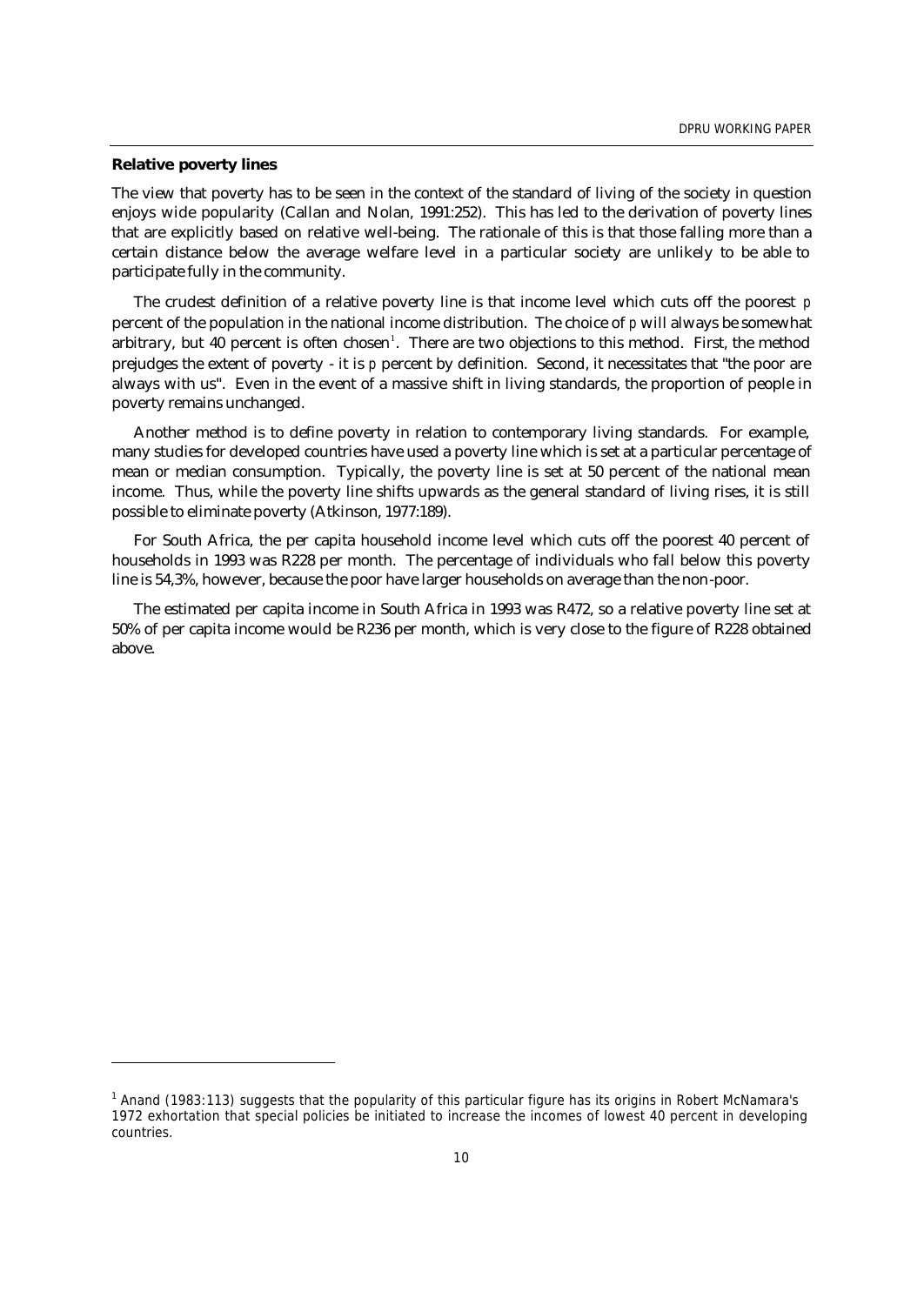**Relative poverty lines**

The view that poverty has to be seen in the context of the standard of living of the society in question enjoys wide popularity (Callan and Nolan, 1991:252). This has led to the derivation of poverty lines that are explicitly based on relative well-being. The rationale of this is that those falling more than a certain distance below the average welfare level in a particular society are unlikely to be able to participate fully in the community.

The crudest definition of a relative poverty line is that income level which cuts off the poorest $p$ percent of the population in the national income distribution. The choice of $p$ will always be somewhat arbitrary, but 40 percent is often chosen[1]. There are two objections to this method. First, the method prejudges the extent of poverty - it is $p$ percent by definition. Second, it necessitates that "the poor are always with us". Even in the event of a massive shift in living standards, the proportion of people in poverty remains unchanged.

Another method is to define poverty in relation to contemporary living standards. For example, many studies for developed countries have used a poverty line which is set at a particular percentage of mean or median consumption. Typically, the poverty line is set at 50 percent of the national mean income. Thus, while the poverty line shifts upwards as the general standard of living rises, it is still possible to eliminate poverty (Atkinson, 1977:189).

For South Africa, the per capita household income level which cuts off the poorest 40 percent of households in 1993 was R228 per month. The percentage of individuals who fall below this poverty line is 54,3%, however, because the poor have larger households on average than the non-poor.

The estimated per capita income in South Africa in 1993 was R472, so a relative poverty line set at 50% of per capita income would be R236 per month, which is very close to the figure of R228 obtained above.

[1] Anand (1983:113) suggests that the popularity of this particular figure has its origins in Robert McNamara's 1972 exhortation that special policies be initiated to increase the incomes of lowest 40 percent in developing countries.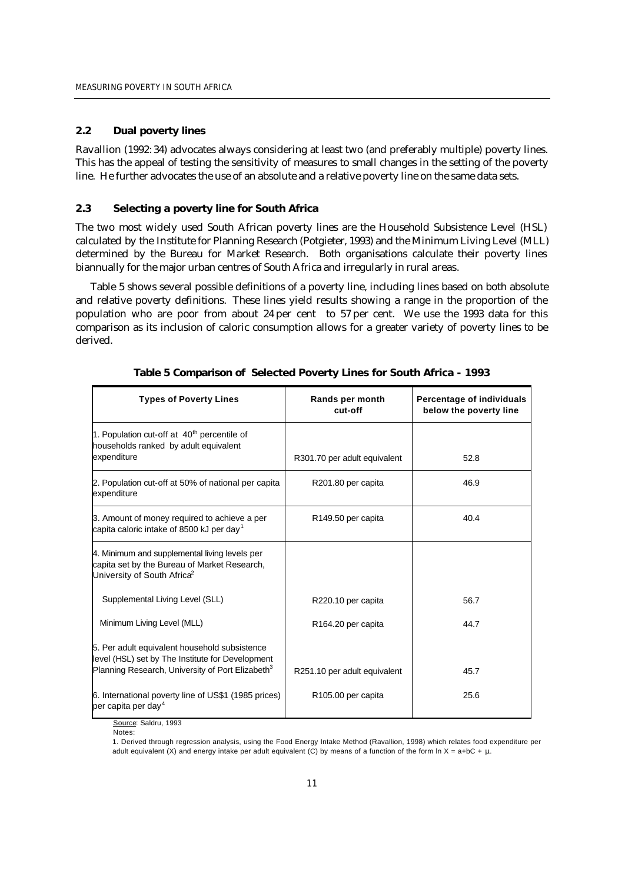## 2.2 Dual poverty lines

Ravallion (1992: 34) advocates always considering at least two (and preferably multiple) poverty lines. This has the appeal of testing the sensitivity of measures to small changes in the setting of the poverty line. He further advocates the use of an absolute and a relative poverty line on the same data sets.

## 2.3 Selecting a poverty line for South Africa

The two most widely used South African poverty lines are the Household Subsistence Level (HSL) calculated by the Institute for Planning Research (Potgieter, 1993) and the Minimum Living Level (MLL) determined by the Bureau for Market Research. Both organisations calculate their poverty lines biannually for the major urban centres of South Africa and irregularly in rural areas.

Table 5 shows several possible definitions of a poverty line, including lines based on both absolute and relative poverty definitions. These lines yield results showing a range in the proportion of the population who are poor from about 24 per cent to 57 per cent. We use the 1993 data for this comparison as its inclusion of caloric consumption allows for a greater variety of poverty lines to be derived.

**Table 5 Comparison of Selected Poverty Lines for South Africa - 1993**

| Types of Poverty Lines | Rands per month cut-off | Percentage of individuals below the poverty line |
|---|---|---|
| 1. Population cut-off at 40th percentile of households ranked by adult equivalent expenditure | R301.70 per adult equivalent | 52.8 |
| 2. Population cut-off at 50% of national per capita expenditure | R201.80 per capita | 46.9 |
| 3. Amount of money required to achieve a per capita caloric intake of 8500 kJ per day[1] | R149.50 per capita | 40.4 |
| 4. Minimum and supplemental living levels per capita set by the Bureau of Market Research, University of South Africa[2] | | |
| Supplemental Living Level (SLL) | R220.10 per capita | 56.7 |
| Minimum Living Level (MLL) | R164.20 per capita | 44.7 |
| 5. Per adult equivalent household subsistence level (HSL) set by The Institute for Development Planning Research, University of Port Elizabeth[3] | R251.10 per adult equivalent | 45.7 |
| 6. International poverty line of US$1 (1985 prices) per capita per day[4] | R105.00 per capita | 25.6 |

Source: Saldru, 1993

Notes:

1. Derived through regression analysis, using the Food Energy Intake Method (Ravallion, 1998) which relates food expenditure per adult equivalent (X) and energy intake per adult equivalent (C) by means of a function of the form $\ln X = a + bC + \mu$.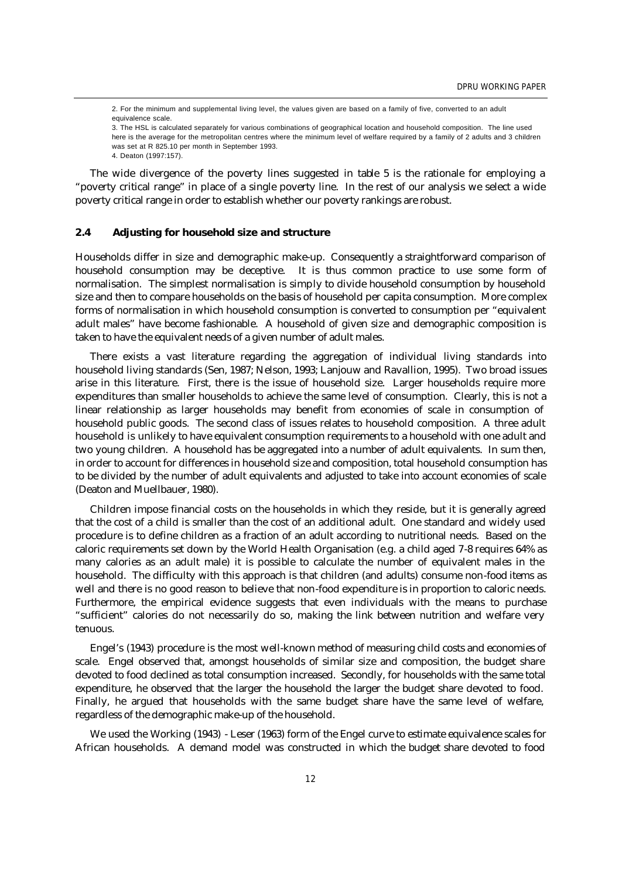2. For the minimum and supplemental living level, the values given are based on a family of five, converted to an adult equivalence scale.
3. The HSL is calculated separately for various combinations of geographical location and household composition. The line used here is the average for the metropolitan centres where the minimum level of welfare required by a family of 2 adults and 3 children was set at R 825.10 per month in September 1993.
4. Deaton (1997:157).

The wide divergence of the poverty lines suggested in table 5 is the rationale for employing a "poverty critical range" in place of a single poverty line. In the rest of our analysis we select a wide poverty critical range in order to establish whether our poverty rankings are robust.

### 2.4 Adjusting for household size and structure

Households differ in size and demographic make-up. Consequently a straightforward comparison of household consumption may be deceptive. It is thus common practice to use some form of normalisation. The simplest normalisation is simply to divide household consumption by household size and then to compare households on the basis of household per capita consumption. More complex forms of normalisation in which household consumption is converted to consumption per "equivalent adult males" have become fashionable. A household of given size and demographic composition is taken to have the equivalent needs of a given number of adult males.

There exists a vast literature regarding the aggregation of individual living standards into household living standards (Sen, 1987; Nelson, 1993; Lanjouw and Ravallion, 1995). Two broad issues arise in this literature. First, there is the issue of household size. Larger households require more expenditures than smaller households to achieve the same level of consumption. Clearly, this is not a linear relationship as larger households may benefit from economies of scale in consumption of household public goods. The second class of issues relates to household composition. A three adult household is unlikely to have equivalent consumption requirements to a household with one adult and two young children. A household has be aggregated into a number of adult equivalents. In sum then, in order to account for differences in household size and composition, total household consumption has to be divided by the number of adult equivalents and adjusted to take into account economies of scale (Deaton and Muellbauer, 1980).

Children impose financial costs on the households in which they reside, but it is generally agreed that the cost of a child is smaller than the cost of an additional adult. One standard and widely used procedure is to define children as a fraction of an adult according to nutritional needs. Based on the caloric requirements set down by the World Health Organisation (e.g. a child aged 7-8 requires 64% as many calories as an adult male) it is possible to calculate the number of equivalent males in the household. The difficulty with this approach is that children (and adults) consume non-food items as well and there is no good reason to believe that non-food expenditure is in proportion to caloric needs. Furthermore, the empirical evidence suggests that even individuals with the means to purchase "sufficient" calories do not necessarily do so, making the link between nutrition and welfare very tenuous.

Engel's (1943) procedure is the most well-known method of measuring child costs and economies of scale. Engel observed that, amongst households of similar size and composition, the budget share devoted to food declined as total consumption increased. Secondly, for households with the same total expenditure, he observed that the larger the household the larger the budget share devoted to food. Finally, he argued that households with the same budget share have the same level of welfare, regardless of the demographic make-up of the household.

We used the Working (1943) - Leser (1963) form of the Engel curve to estimate equivalence scales for African households. A demand model was constructed in which the budget share devoted to food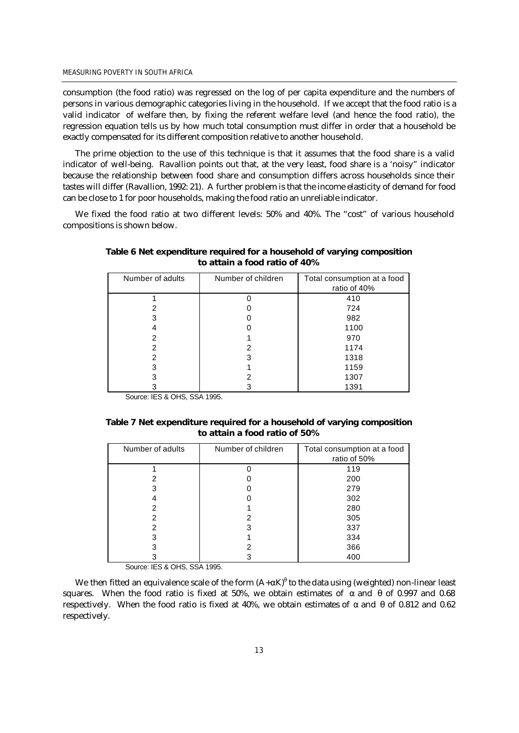consumption (the food ratio) was regressed on the log of per capita expenditure and the numbers of persons in various demographic categories living in the household. If we accept that the food ratio is a valid indicator of welfare then, by fixing the referent welfare level (and hence the food ratio), the regression equation tells us by how much total consumption must differ in order that a household be exactly compensated for its different composition relative to another household.

The prime objection to the use of this technique is that it assumes that the food share is a valid indicator of well-being. Ravallion points out that, at the very least, food share is a 'noisy" indicator because the relationship between food share and consumption differs across households since their tastes will differ (Ravallion, 1992: 21). A further problem is that the income elasticity of demand for food can be close to 1 for poor households, making the food ratio an unreliable indicator.

We fixed the food ratio at two different levels: 50% and 40%. The "cost" of various household compositions is shown below.

**Table 6 Net expenditure required for a household of varying composition to attain a food ratio of 40%**

| Number of adults | Number of children | Total consumption at a food ratio of 40% |
|---|---|---|
| 1 | 0 | 410 |
| 2 | 0 | 724 |
| 3 | 0 | 982 |
| 4 | 0 | 1100 |
| 2 | 1 | 970 |
| 2 | 2 | 1174 |
| 2 | 3 | 1318 |
| 3 | 1 | 1159 |
| 3 | 2 | 1307 |
| 3 | 3 | 1391 |

Source: IES & OHS, SSA 1995.

**Table 7 Net expenditure required for a household of varying composition to attain a food ratio of 50%**

| Number of adults | Number of children | Total consumption at a food ratio of 50% |
|---|---|---|
| 1 | 0 | 119 |
| 2 | 0 | 200 |
| 3 | 0 | 279 |
| 4 | 0 | 302 |
| 2 | 1 | 280 |
| 2 | 2 | 305 |
| 2 | 3 | 337 |
| 3 | 1 | 334 |
| 3 | 2 | 366 |
| 3 | 3 | 400 |

Source: IES & OHS, SSA 1995.

We then fitted an equivalence scale of the form $(A+\alpha K)^{\theta}$ to the data using (weighted) non-linear least squares. When the food ratio is fixed at 50%, we obtain estimates of $\alpha$ and $\theta$ of 0.997 and 0.68 respectively. When the food ratio is fixed at 40%, we obtain estimates of $\alpha$ and $\theta$ of 0.812 and 0.62 respectively.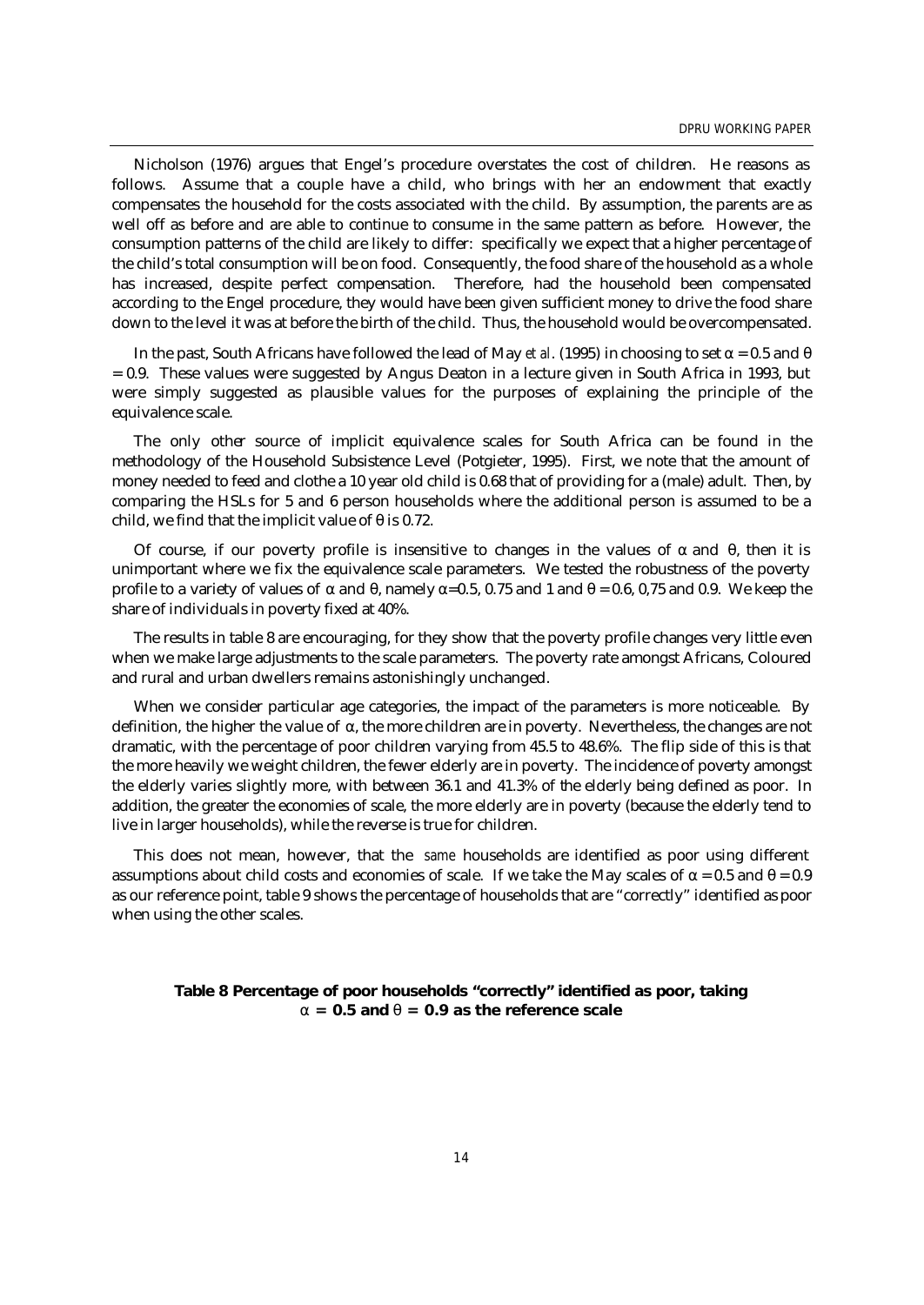Nicholson (1976) argues that Engel's procedure overstates the cost of children. He reasons as follows. Assume that a couple have a child, who brings with her an endowment that exactly compensates the household for the costs associated with the child. By assumption, the parents are as well off as before and are able to continue to consume in the same pattern as before. However, the consumption patterns of the child are likely to differ: specifically we expect that a higher percentage of the child's total consumption will be on food. Consequently, the food share of the household as a whole has increased, despite perfect compensation. Therefore, had the household been compensated according to the Engel procedure, they would have been given sufficient money to drive the food share down to the level it was at before the birth of the child. Thus, the household would be overcompensated.

In the past, South Africans have followed the lead of May *et al*. (1995) in choosing to set $\alpha = 0.5$ and $\theta = 0.9$. These values were suggested by Angus Deaton in a lecture given in South Africa in 1993, but were simply suggested as plausible values for the purposes of explaining the principle of the equivalence scale.

The only other source of implicit equivalence scales for South Africa can be found in the methodology of the Household Subsistence Level (Potgieter, 1995). First, we note that the amount of money needed to feed and clothe a 10 year old child is 0.68 that of providing for a (male) adult. Then, by comparing the HSLs for 5 and 6 person households where the additional person is assumed to be a child, we find that the implicit value of $\theta$ is 0.72.

Of course, if our poverty profile is insensitive to changes in the values of $\alpha$ and $\theta$, then it is unimportant where we fix the equivalence scale parameters. We tested the robustness of the poverty profile to a variety of values of $\alpha$ and $\theta$, namely $\alpha$=0.5, 0.75 and 1 and $\theta$ = 0.6, 0,75 and 0.9. We keep the share of individuals in poverty fixed at 40%.

The results in table 8 are encouraging, for they show that the poverty profile changes very little even when we make large adjustments to the scale parameters. The poverty rate amongst Africans, Coloured and rural and urban dwellers remains astonishingly unchanged.

When we consider particular age categories, the impact of the parameters is more noticeable. By definition, the higher the value of $\alpha$, the more children are in poverty. Nevertheless, the changes are not dramatic, with the percentage of poor children varying from 45.5 to 48.6%. The flip side of this is that the more heavily we weight children, the fewer elderly are in poverty. The incidence of poverty amongst the elderly varies slightly more, with between 36.1 and 41.3% of the elderly being defined as poor. In addition, the greater the economies of scale, the more elderly are in poverty (because the elderly tend to live in larger households), while the reverse is true for children.

This does not mean, however, that the *same* households are identified as poor using different assumptions about child costs and economies of scale. If we take the May scales of $\alpha = 0.5$ and $\theta = 0.9$ as our reference point, table 9 shows the percentage of households that are "correctly" identified as poor when using the other scales.

**Table 8 Percentage of poor households "correctly" identified as poor, taking $\alpha$ = 0.5 and $\theta$ = 0.9 as the reference scale**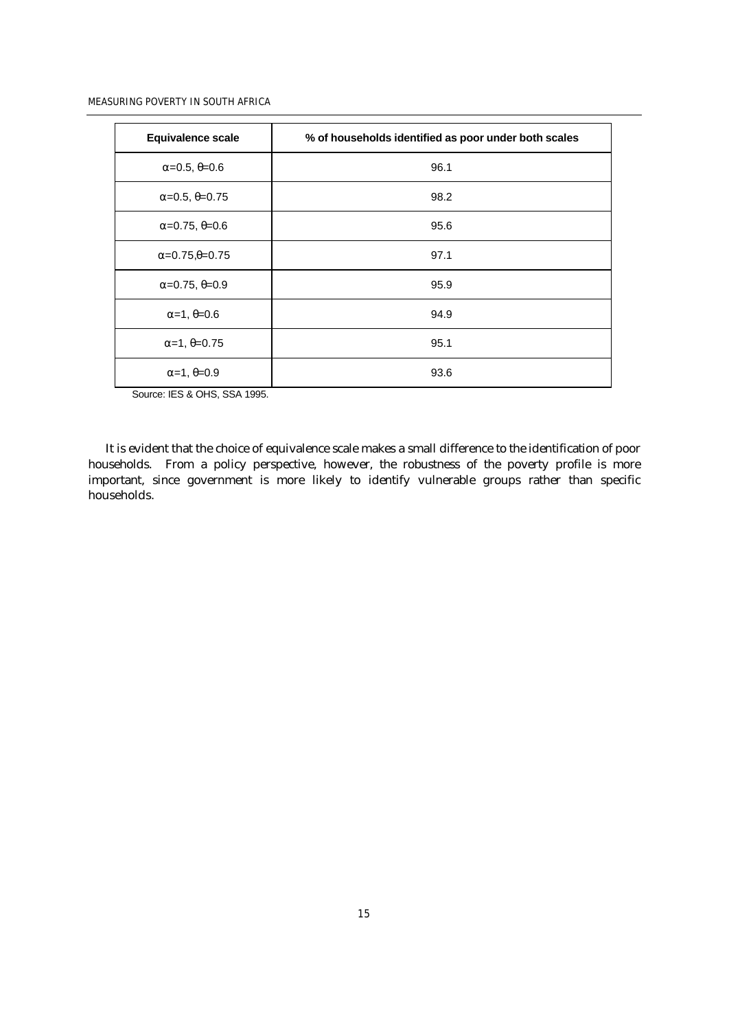| Equivalence scale | % of households identified as poor under both scales |
|---|---|
| $\alpha$=0.5, $\theta$=0.6 | 96.1 |
| $\alpha$=0.5, $\theta$=0.75 | 98.2 |
| $\alpha$=0.75, $\theta$=0.6 | 95.6 |
| $\alpha$=0.75,$\theta$=0.75 | 97.1 |
| $\alpha$=0.75, $\theta$=0.9 | 95.9 |
| $\alpha$=1, $\theta$=0.6 | 94.9 |
| $\alpha$=1, $\theta$=0.75 | 95.1 |
| $\alpha$=1, $\theta$=0.9 | 93.6 |

Source: IES & OHS, SSA 1995.

It is evident that the choice of equivalence scale makes a small difference to the identification of poor households. From a policy perspective, however, the robustness of the poverty profile is more important, since government is more likely to identify vulnerable groups rather than specific households.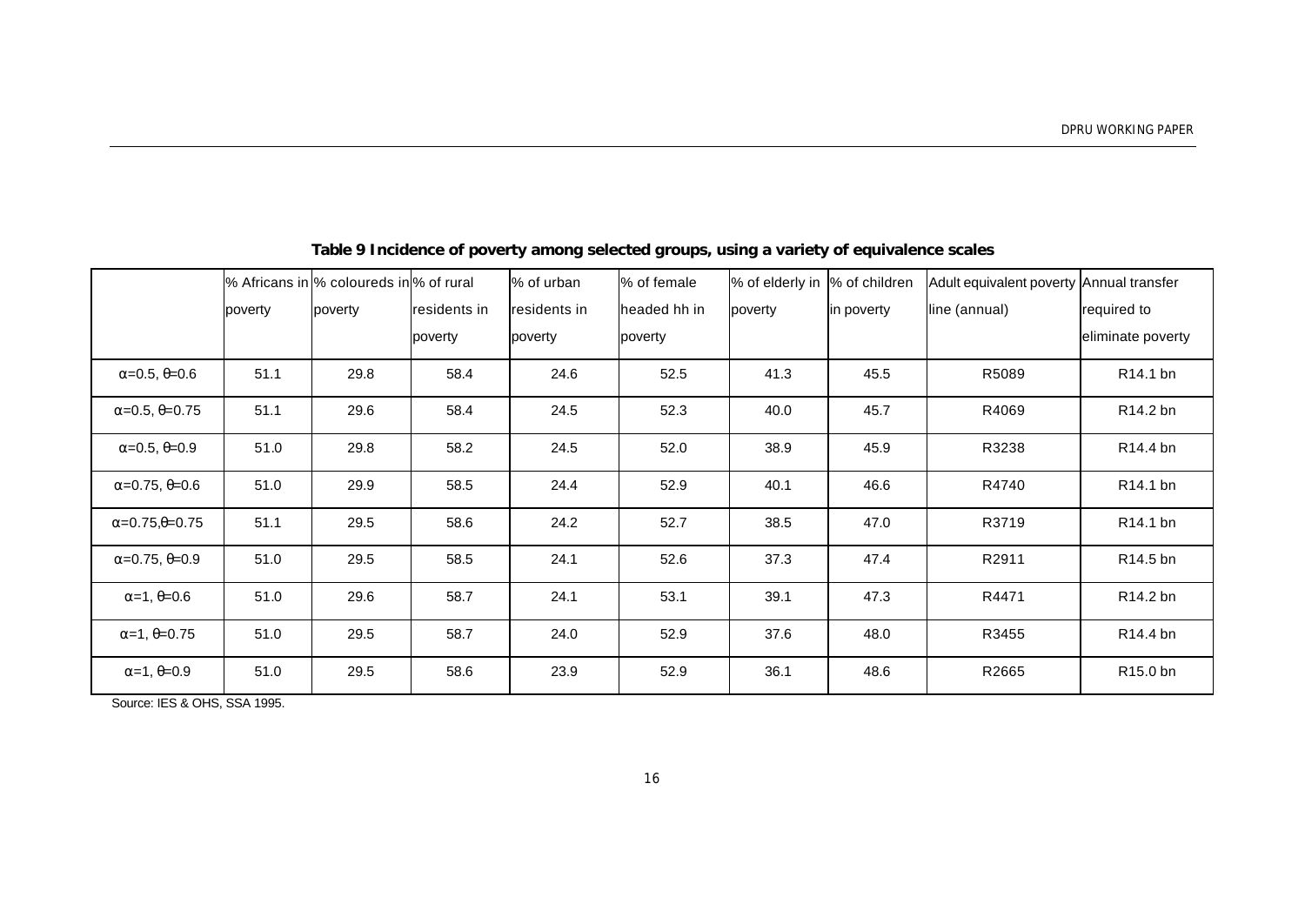**Table 9 Incidence of poverty among selected groups, using a variety of equivalence scales**

| | % Africans in poverty | % coloureds in poverty | % of rural residents in poverty | % of urban residents in poverty | % of female headed hh in poverty | % of elderly in poverty | % of children in poverty | Adult equivalent poverty line (annual) | Annual transfer required to eliminate poverty |
|---|---|---|---|---|---|---|---|---|---|
| $\alpha$=0.5, $\theta$=0.6 | 51.1 | 29.8 | 58.4 | 24.6 | 52.5 | 41.3 | 45.5 | R5089 | R14.1 bn |
| $\alpha$=0.5, $\theta$=0.75 | 51.1 | 29.6 | 58.4 | 24.5 | 52.3 | 40.0 | 45.7 | R4069 | R14.2 bn |
| $\alpha$=0.5, $\theta$=0.9 | 51.0 | 29.8 | 58.2 | 24.5 | 52.0 | 38.9 | 45.9 | R3238 | R14.4 bn |
| $\alpha$=0.75, $\theta$=0.6 | 51.0 | 29.9 | 58.5 | 24.4 | 52.9 | 40.1 | 46.6 | R4740 | R14.1 bn |
| $\alpha$=0.75,$\theta$=0.75 | 51.1 | 29.5 | 58.6 | 24.2 | 52.7 | 38.5 | 47.0 | R3719 | R14.1 bn |
| $\alpha$=0.75, $\theta$=0.9 | 51.0 | 29.5 | 58.5 | 24.1 | 52.6 | 37.3 | 47.4 | R2911 | R14.5 bn |
| $\alpha$=1, $\theta$=0.6 | 51.0 | 29.6 | 58.7 | 24.1 | 53.1 | 39.1 | 47.3 | R4471 | R14.2 bn |
| $\alpha$=1, $\theta$=0.75 | 51.0 | 29.5 | 58.7 | 24.0 | 52.9 | 37.6 | 48.0 | R3455 | R14.4 bn |
| $\alpha$=1, $\theta$=0.9 | 51.0 | 29.5 | 58.6 | 23.9 | 52.9 | 36.1 | 48.6 | R2665 | R15.0 bn |

Source: IES & OHS, SSA 1995.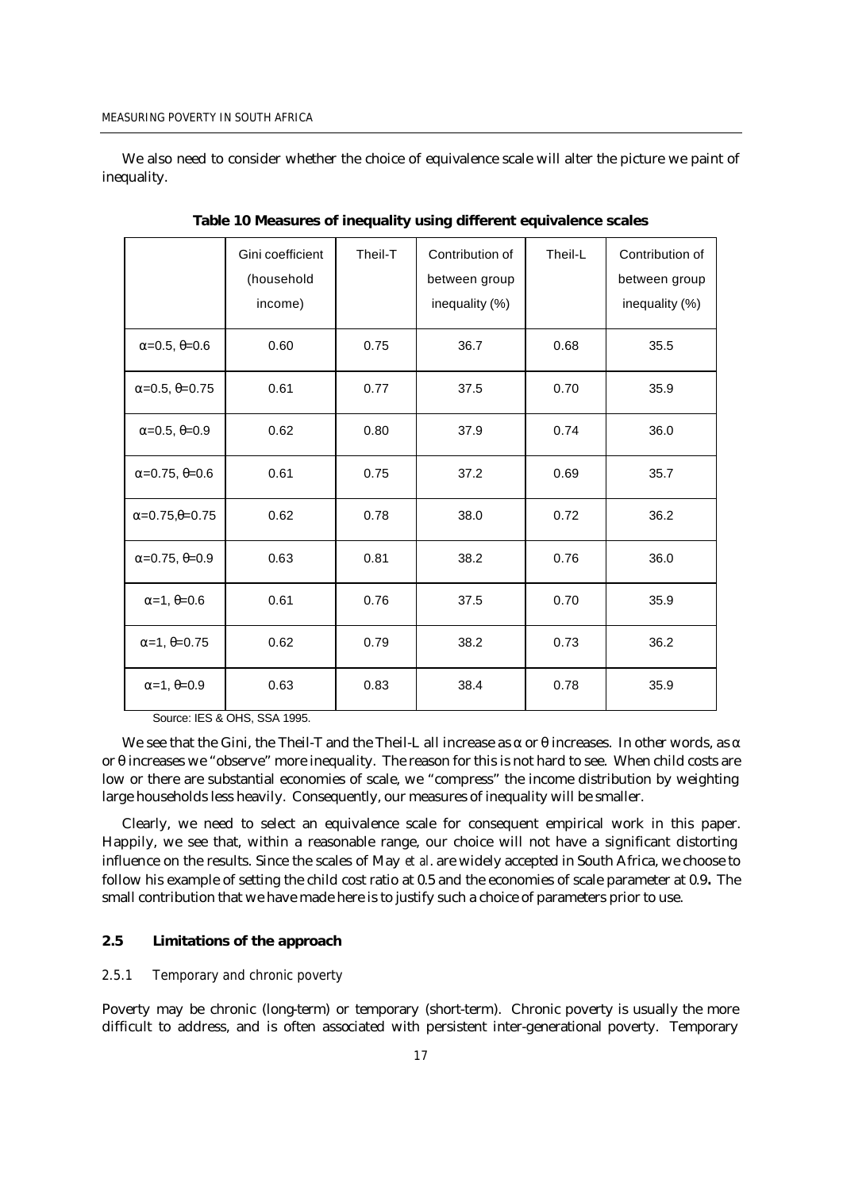We also need to consider whether the choice of equivalence scale will alter the picture we paint of inequality.

**Table 10 Measures of inequality using different equivalence scales**

| | Gini coefficient (household income) | Theil-T | Contribution of between group inequality (%) | Theil-L | Contribution of between group inequality (%) |
|---|---|---|---|---|---|
| $\alpha$=0.5, $\theta$=0.6 | 0.60 | 0.75 | 36.7 | 0.68 | 35.5 |
| $\alpha$=0.5, $\theta$=0.75 | 0.61 | 0.77 | 37.5 | 0.70 | 35.9 |
| $\alpha$=0.5, $\theta$=0.9 | 0.62 | 0.80 | 37.9 | 0.74 | 36.0 |
| $\alpha$=0.75, $\theta$=0.6 | 0.61 | 0.75 | 37.2 | 0.69 | 35.7 |
| $\alpha$=0.75,$\theta$=0.75 | 0.62 | 0.78 | 38.0 | 0.72 | 36.2 |
| $\alpha$=0.75, $\theta$=0.9 | 0.63 | 0.81 | 38.2 | 0.76 | 36.0 |
| $\alpha$=1, $\theta$=0.6 | 0.61 | 0.76 | 37.5 | 0.70 | 35.9 |
| $\alpha$=1, $\theta$=0.75 | 0.62 | 0.79 | 38.2 | 0.73 | 36.2 |
| $\alpha$=1, $\theta$=0.9 | 0.63 | 0.83 | 38.4 | 0.78 | 35.9 |

Source: IES & OHS, SSA 1995.

We see that the Gini, the Theil-T and the Theil-L all increase as $\alpha$ or $\theta$ increases. In other words, as $\alpha$ or $\theta$ increases we "observe" more inequality. The reason for this is not hard to see. When child costs are low or there are substantial economies of scale, we "compress" the income distribution by weighting large households less heavily. Consequently, our measures of inequality will be smaller.

Clearly, we need to select an equivalence scale for consequent empirical work in this paper. Happily, we see that, within a reasonable range, our choice will not have a significant distorting influence on the results. Since the scales of May *et al*. are widely accepted in South Africa, we choose to follow his example of setting the child cost ratio at 0.5 and the economies of scale parameter at 0.9**.** The small contribution that we have made here is to justify such a choice of parameters prior to use.

### 2.5 Limitations of the approach

#### 2.5.1 Temporary and chronic poverty

Poverty may be chronic (long-term) or temporary (short-term). Chronic poverty is usually the more difficult to address, and is often associated with persistent inter-generational poverty. Temporary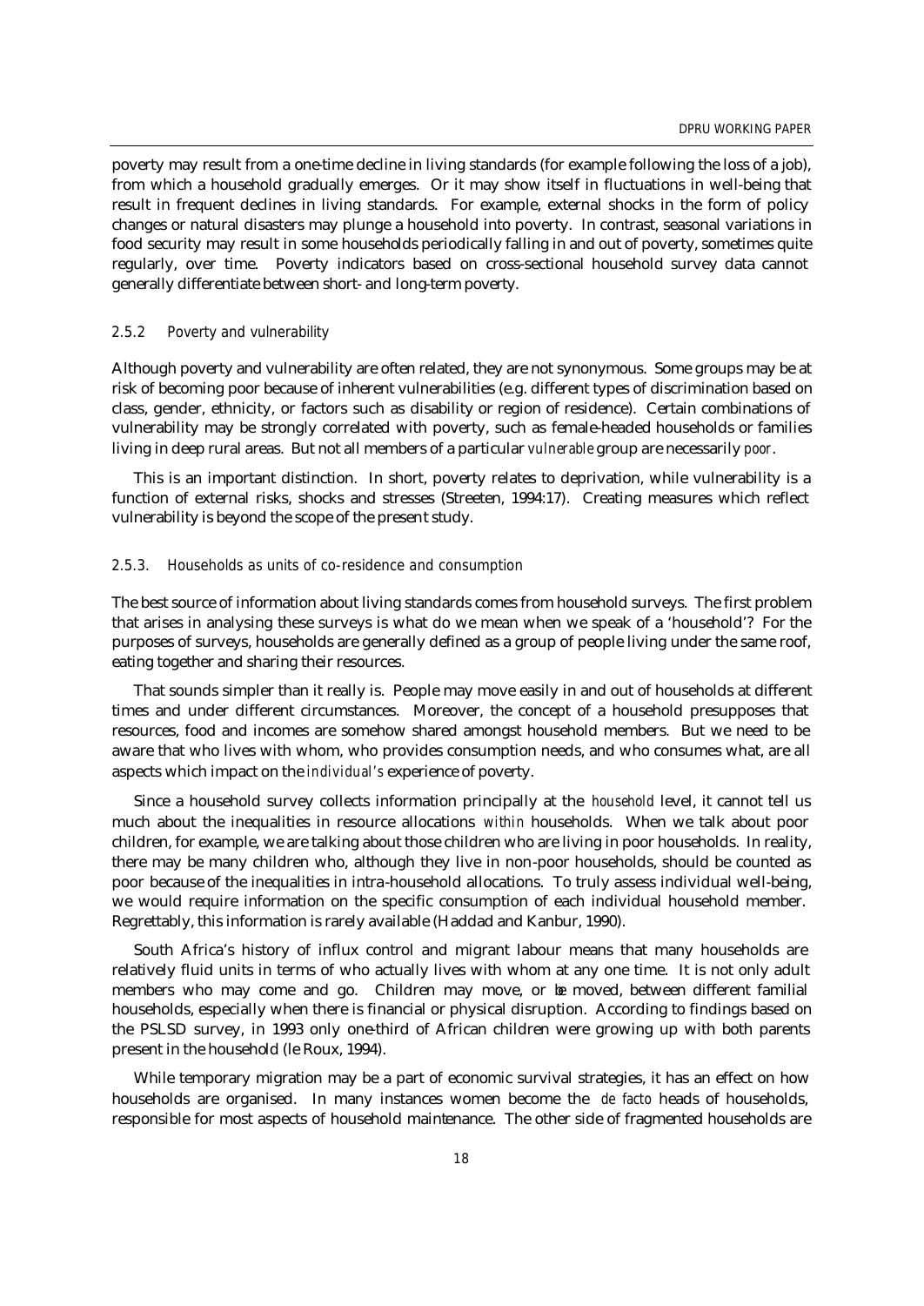poverty may result from a one-time decline in living standards (for example following the loss of a job), from which a household gradually emerges. Or it may show itself in fluctuations in well-being that result in frequent declines in living standards. For example, external shocks in the form of policy changes or natural disasters may plunge a household into poverty. In contrast, seasonal variations in food security may result in some households periodically falling in and out of poverty, sometimes quite regularly, over time. Poverty indicators based on cross-sectional household survey data cannot generally differentiate between short- and long-term poverty.

### *2.5.2 Poverty and vulnerability*

Although poverty and vulnerability are often related, they are not synonymous. Some groups may be at risk of becoming poor because of inherent vulnerabilities (e.g. different types of discrimination based on class, gender, ethnicity, or factors such as disability or region of residence). Certain combinations of vulnerability may be strongly correlated with poverty, such as female-headed households or families living in deep rural areas. But not all members of a particular *vulnerable* group are necessarily *poor*.

This is an important distinction. In short, poverty relates to deprivation, while vulnerability is a function of external risks, shocks and stresses (Streeten, 1994:17). Creating measures which reflect vulnerability is beyond the scope of the present study.

### *2.5.3. Households as units of co-residence and consumption*

The best source of information about living standards comes from household surveys. The first problem that arises in analysing these surveys is what do we mean when we speak of a 'household'? For the purposes of surveys, households are generally defined as a group of people living under the same roof, eating together and sharing their resources.

That sounds simpler than it really is. People may move easily in and out of households at different times and under different circumstances. Moreover, the concept of a household presupposes that resources, food and incomes are somehow shared amongst household members. But we need to be aware that who lives with whom, who provides consumption needs, and who consumes what, are all aspects which impact on the *individual's* experience of poverty.

Since a household survey collects information principally at the *household* level, it cannot tell us much about the inequalities in resource allocations *within* households. When we talk about poor children, for example, we are talking about those children who are living in poor households. In reality, there may be many children who, although they live in non-poor households, should be counted as poor because of the inequalities in intra-household allocations. To truly assess individual well-being, we would require information on the specific consumption of each individual household member. Regrettably, this information is rarely available (Haddad and Kanbur, 1990).

South Africa's history of influx control and migrant labour means that many households are relatively fluid units in terms of who actually lives with whom at any one time. It is not only adult members who may come and go. Children may move, or be moved, between different familial households, especially when there is financial or physical disruption. According to findings based on the PSLSD survey, in 1993 only one-third of African children were growing up with both parents present in the household (le Roux, 1994).

While temporary migration may be a part of economic survival strategies, it has an effect on how households are organised. In many instances women become the *de facto* heads of households, responsible for most aspects of household maintenance. The other side of fragmented households are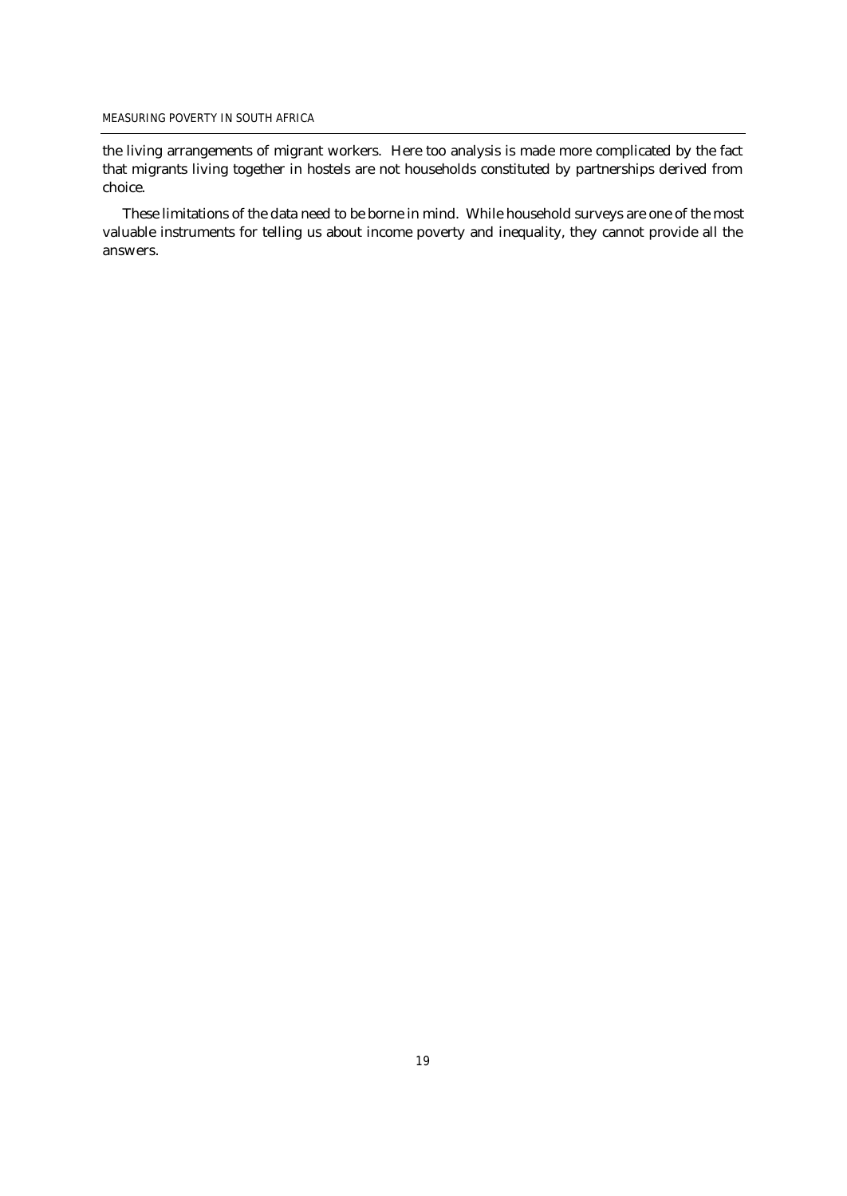the living arrangements of migrant workers. Here too analysis is made more complicated by the fact that migrants living together in hostels are not households constituted by partnerships derived from choice.

These limitations of the data need to be borne in mind. While household surveys are one of the most valuable instruments for telling us about income poverty and inequality, they cannot provide all the answers.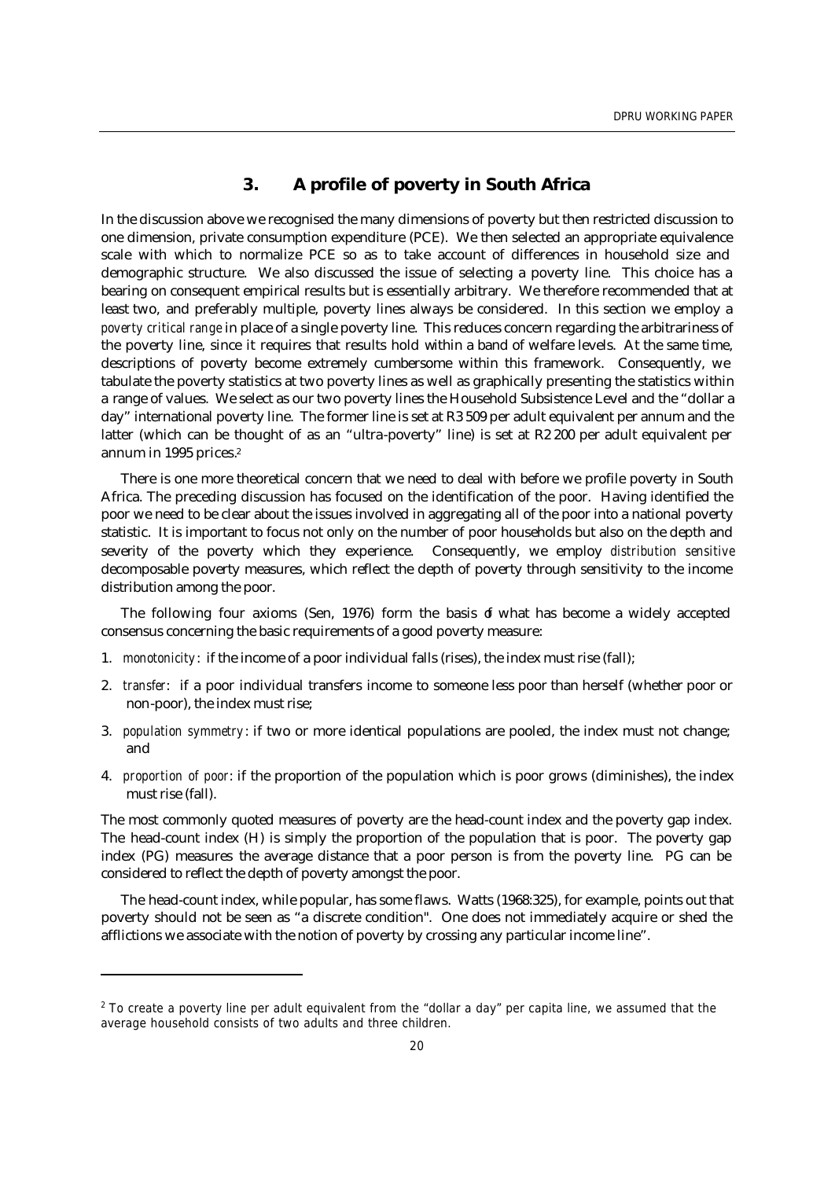## 3. A profile of poverty in South Africa

In the discussion above we recognised the many dimensions of poverty but then restricted discussion to one dimension, private consumption expenditure (PCE). We then selected an appropriate equivalence scale with which to normalize PCE so as to take account of differences in household size and demographic structure. We also discussed the issue of selecting a poverty line. This choice has a bearing on consequent empirical results but is essentially arbitrary. We therefore recommended that at least two, and preferably multiple, poverty lines always be considered. In this section we employ a *poverty critical range* in place of a single poverty line. This reduces concern regarding the arbitrariness of the poverty line, since it requires that results hold within a band of welfare levels. At the same time, descriptions of poverty become extremely cumbersome within this framework. Consequently, we tabulate the poverty statistics at two poverty lines as well as graphically presenting the statistics within a range of values. We select as our two poverty lines the Household Subsistence Level and the "dollar a day" international poverty line. The former line is set at R3 509 per adult equivalent per annum and the latter (which can be thought of as an "ultra-poverty" line) is set at R2 200 per adult equivalent per annum in 1995 prices.[2]

There is one more theoretical concern that we need to deal with before we profile poverty in South Africa. The preceding discussion has focused on the identification of the poor. Having identified the poor we need to be clear about the issues involved in aggregating all of the poor into a national poverty statistic. It is important to focus not only on the number of poor households but also on the depth and severity of the poverty which they experience. Consequently, we employ *distribution sensitive* decomposable poverty measures, which reflect the depth of poverty through sensitivity to the income distribution among the poor.

The following four axioms (Sen, 1976) form the basis of what has become a widely accepted consensus concerning the basic requirements of a good poverty measure:

1. *monotonicity*: if the income of a poor individual falls (rises), the index must rise (fall);
2. *transfer*: if a poor individual transfers income to someone less poor than herself (whether poor or non-poor), the index must rise;
3. *population symmetry*: if two or more identical populations are pooled, the index must not change; and
4. *proportion of poor*: if the proportion of the population which is poor grows (diminishes), the index must rise (fall).

The most commonly quoted measures of poverty are the head-count index and the poverty gap index. The head-count index (H) is simply the proportion of the population that is poor. The poverty gap index (PG) measures the average distance that a poor person is from the poverty line. PG can be considered to reflect the depth of poverty amongst the poor.

The head-count index, while popular, has some flaws. Watts (1968:325), for example, points out that poverty should not be seen as "a discrete condition". One does not immediately acquire or shed the afflictions we associate with the notion of poverty by crossing any particular income line".

---

[2] To create a poverty line per adult equivalent from the "dollar a day" per capita line, we assumed that the average household consists of two adults and three children.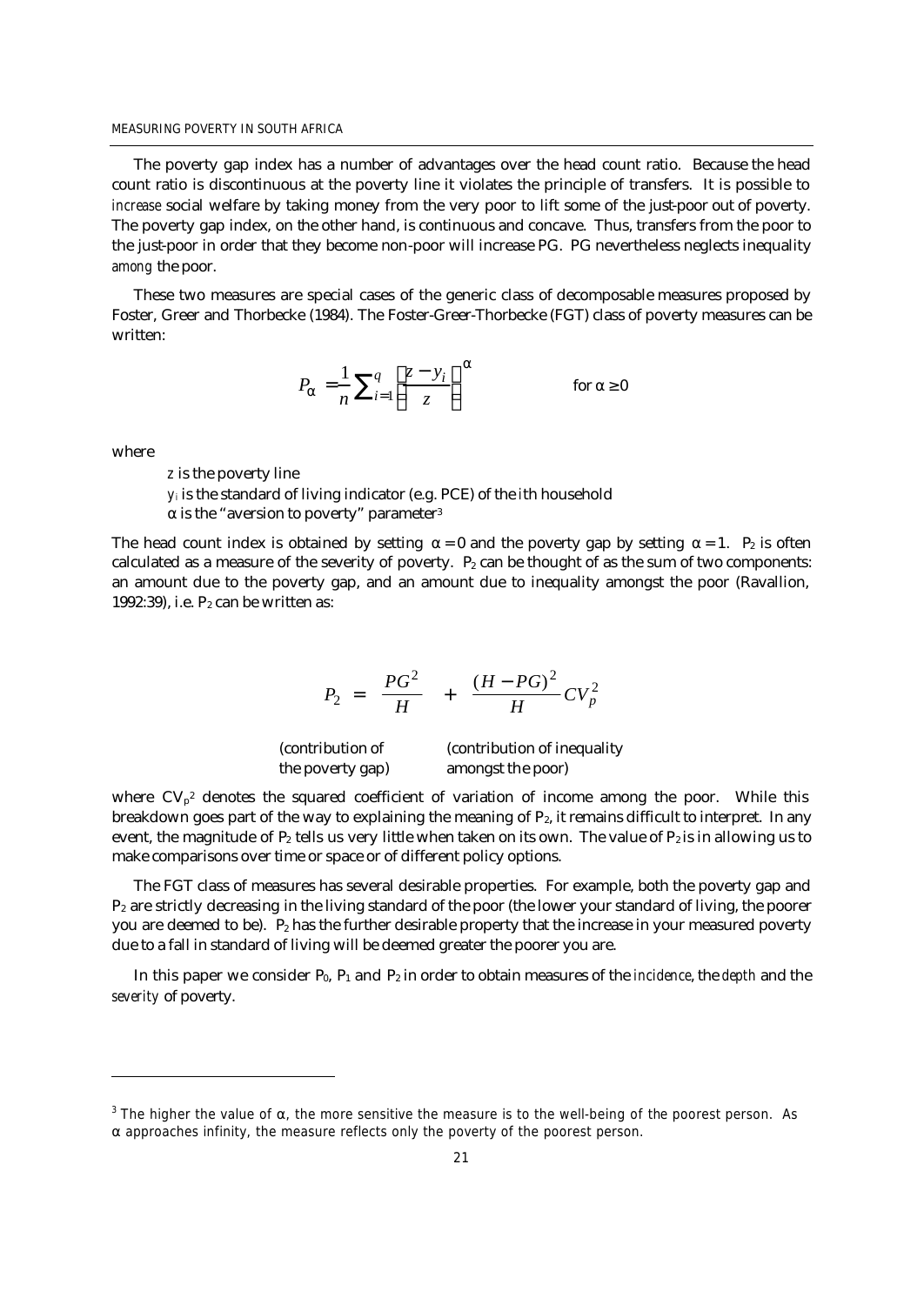The poverty gap index has a number of advantages over the head count ratio. Because the head count ratio is discontinuous at the poverty line it violates the principle of transfers. It is possible to *increase* social welfare by taking money from the very poor to lift some of the just-poor out of poverty. The poverty gap index, on the other hand, is continuous and concave. Thus, transfers from the poor to the just-poor in order that they become non-poor will increase PG. PG nevertheless neglects inequality *among* the poor.

These two measures are special cases of the generic class of decomposable measures proposed by Foster, Greer and Thorbecke (1984). The Foster-Greer-Thorbecke (FGT) class of poverty measures can be written:

$$P_\alpha = \frac{1}{n}\sum_{i=1}^{q}\left(\frac{z - y_i}{z}\right)^\alpha \qquad \text{for } \alpha \geq 0$$

where

- $z$ is the poverty line
- $y_i$ is the standard of living indicator (e.g. PCE) of the $i$th household
- $\alpha$ is the "aversion to poverty" parameter[3]

The head count index is obtained by setting $\alpha = 0$ and the poverty gap by setting $\alpha = 1$. $P_2$ is often calculated as a measure of the severity of poverty. $P_2$ can be thought of as the sum of two components: an amount due to the poverty gap, and an amount due to inequality amongst the poor (Ravallion, 1992:39), i.e. $P_2$ can be written as:

$$P_2 = \frac{PG^2}{H} + \frac{(H - PG)^2}{H} CV_p^2$$

(contribution of the poverty gap) (contribution of inequality amongst the poor)

where $CV_p^2$ denotes the squared coefficient of variation of income among the poor. While this breakdown goes part of the way to explaining the meaning of $P_2$, it remains difficult to interpret. In any event, the magnitude of $P_2$ tells us very little when taken on its own. The value of $P_2$ is in allowing us to make comparisons over time or space or of different policy options.

The FGT class of measures has several desirable properties. For example, both the poverty gap and $P_2$ are strictly decreasing in the living standard of the poor (the lower your standard of living, the poorer you are deemed to be). $P_2$ has the further desirable property that the increase in your measured poverty due to a fall in standard of living will be deemed greater the poorer you are.

In this paper we consider $P_0$, $P_1$ and $P_2$ in order to obtain measures of the *incidence*, the *depth* and the *severity* of poverty.

---

[3] The higher the value of $\alpha$, the more sensitive the measure is to the well-being of the poorest person. As $\alpha$ approaches infinity, the measure reflects only the poverty of the poorest person.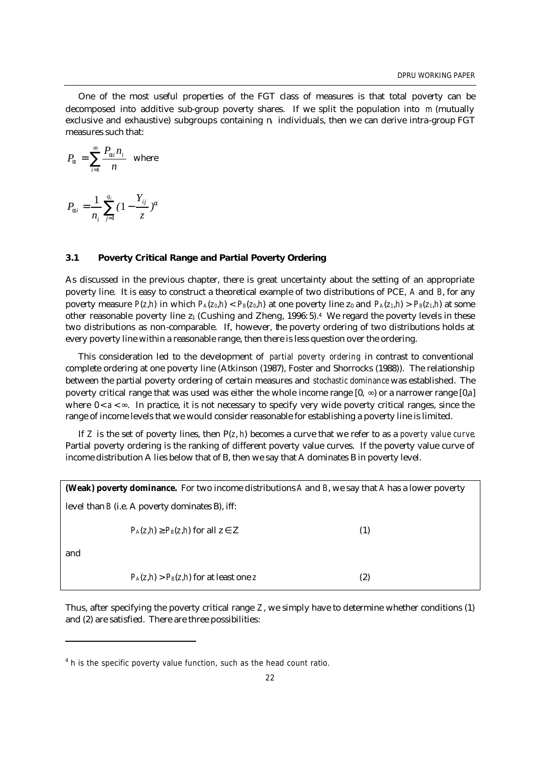One of the most useful properties of the FGT class of measures is that total poverty can be decomposed into additive sub-group poverty shares. If we split the population into $m$ (mutually exclusive and exhaustive) subgroups containing $n_i$ individuals, then we can derive intra-group FGT measures such that:

$$P_\alpha = \sum_{i=1}^{m} \frac{P_{\alpha i} n_i}{n} \quad \text{where}$$

$$P_{\alpha i} = \frac{1}{n_i} \sum_{j=1}^{q_i} (1 - \frac{Y_{ij}}{z})^\alpha$$

### 3.1 Poverty Critical Range and Partial Poverty Ordering

As discussed in the previous chapter, there is great uncertainty about the setting of an appropriate poverty line. It is easy to construct a theoretical example of two distributions of PCE, *A* and *B*, for any poverty measure $P(z,h)$ in which $P_A(z_0,h) < P_B(z_0,h)$ at one poverty line $z_0$ and $P_A(z_1,h) > P_B(z_1,h)$ at some other reasonable poverty line $z_1$ (Cushing and Zheng, 1996: 5).[4] We regard the poverty levels in these two distributions as non-comparable. If, however, the poverty ordering of two distributions holds at every poverty line within a reasonable range, then there is less question over the ordering.

This consideration led to the development of *partial poverty ordering* in contrast to conventional complete ordering at one poverty line (Atkinson (1987), Foster and Shorrocks (1988)). The relationship between the partial poverty ordering of certain measures and *stochastic dominance* was established. The poverty critical range that was used was either the whole income range $[0, \infty)$ or a narrower range $[0,a]$ where $0 < a < \infty$. In practice, it is not necessary to specify very wide poverty critical ranges, since the range of income levels that we would consider reasonable for establishing a poverty line is limited.

If $Z$ is the set of poverty lines, then $P(z, h)$ becomes a curve that we refer to as a *poverty value curve*. Partial poverty ordering is the ranking of different poverty value curves. If the poverty value curve of income distribution A lies below that of B, then we say that A dominates B in poverty level.

**(Weak) poverty dominance.** For two income distributions *A* and *B*, we say that *A* has a lower poverty level than *B* (i.e. A poverty dominates B), iff:

$$P_A(z,h) \geq P_B(z,h) \text{ for all } z \in Z \qquad (1)$$

and

$$P_A(z,h) > P_B(z,h) \text{ for at least one } z \qquad (2)$$

Thus, after specifying the poverty critical range $Z$, we simply have to determine whether conditions (1) and (2) are satisfied. There are three possibilities:

[4] h is the specific poverty value function, such as the head count ratio.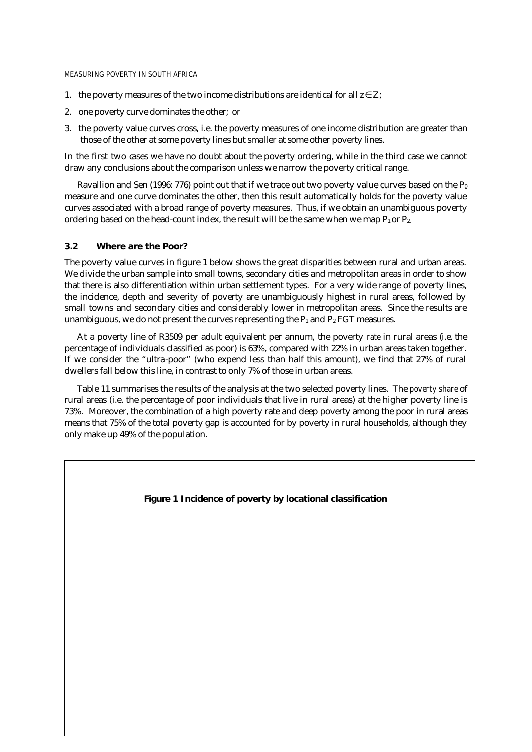1. the poverty measures of the two income distributions are identical for all $z \in Z$;
2. one poverty curve dominates the other; or
3. the poverty value curves cross, i.e. the poverty measures of one income distribution are greater than those of the other at some poverty lines but smaller at some other poverty lines.

In the first two cases we have no doubt about the poverty ordering, while in the third case we cannot draw any conclusions about the comparison unless we narrow the poverty critical range.

Ravallion and Sen (1996: 776) point out that if we trace out two poverty value curves based on the $P_0$ measure and one curve dominates the other, then this result automatically holds for the poverty value curves associated with a broad range of poverty measures. Thus, if we obtain an unambiguous poverty ordering based on the head-count index, the result will be the same when we map $P_1$ or $P_2$.

### 3.2 Where are the Poor?

The poverty value curves in figure 1 below shows the great disparities between rural and urban areas. We divide the urban sample into small towns, secondary cities and metropolitan areas in order to show that there is also differentiation within urban settlement types. For a very wide range of poverty lines, the incidence, depth and severity of poverty are unambiguously highest in rural areas, followed by small towns and secondary cities and considerably lower in metropolitan areas. Since the results are unambiguous, we do not present the curves representing the $P_1$ and $P_2$ FGT measures.

At a poverty line of R3509 per adult equivalent per annum, the poverty *rate* in rural areas (i.e. the percentage of individuals classified as poor) is 63%, compared with 22% in urban areas taken together. If we consider the "ultra-poor" (who expend less than half this amount), we find that 27% of rural dwellers fall below this line, in contrast to only 7% of those in urban areas.

Table 11 summarises the results of the analysis at the two selected poverty lines. The *poverty share* of rural areas (i.e. the percentage of poor individuals that live in rural areas) at the higher poverty line is 73%. Moreover, the combination of a high poverty rate and deep poverty among the poor in rural areas means that 75% of the total poverty gap is accounted for by poverty in rural households, although they only make up 49% of the population.

**Figure 1 Incidence of poverty by locational classification**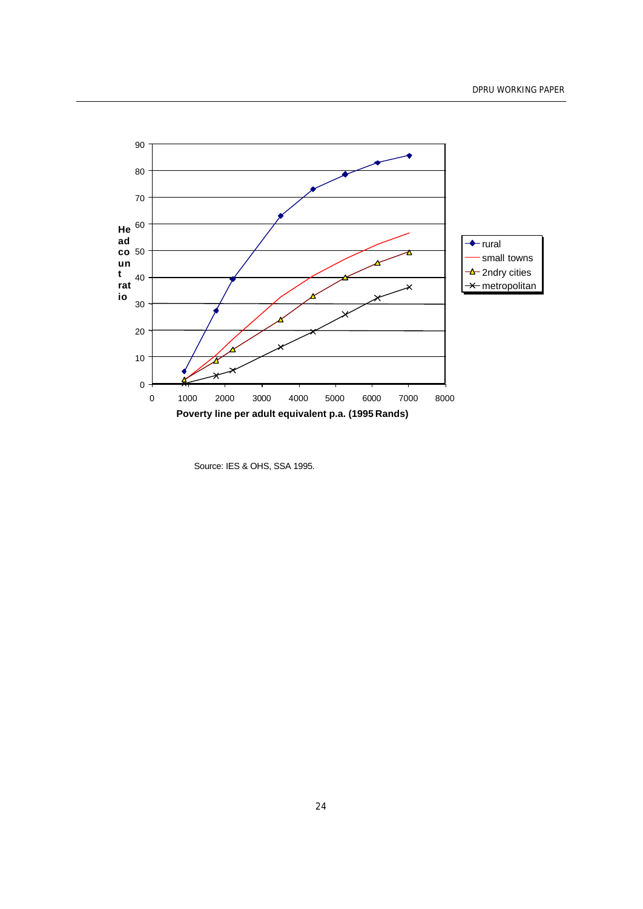| Poverty line per adult equivalent p.a. (1995 Rands) | rural | small towns | 2ndry cities | metropolitan |
|---|---|---|---|---|
| 900 | 4.5 | 1.5 | 1.5 | 0 |
| 1750 | 27.5 | 10.5 | 8.5 | 3 |
| 2200 | 39.5 | 16 | 13 | 5 |
| 3500 | 63 | 32.5 | 24 | 14 |
| 4400 | 73 | 40.5 | 33 | 19.5 |
| 5250 | 78.5 | 47 | 40 | 26 |
| 6150 | 83 | 52.5 | 45.5 | 32.5 |
| 7000 | 85.5 | 56.5 | 49.5 | 36.5 |

Source: IES & OHS, SSA 1995.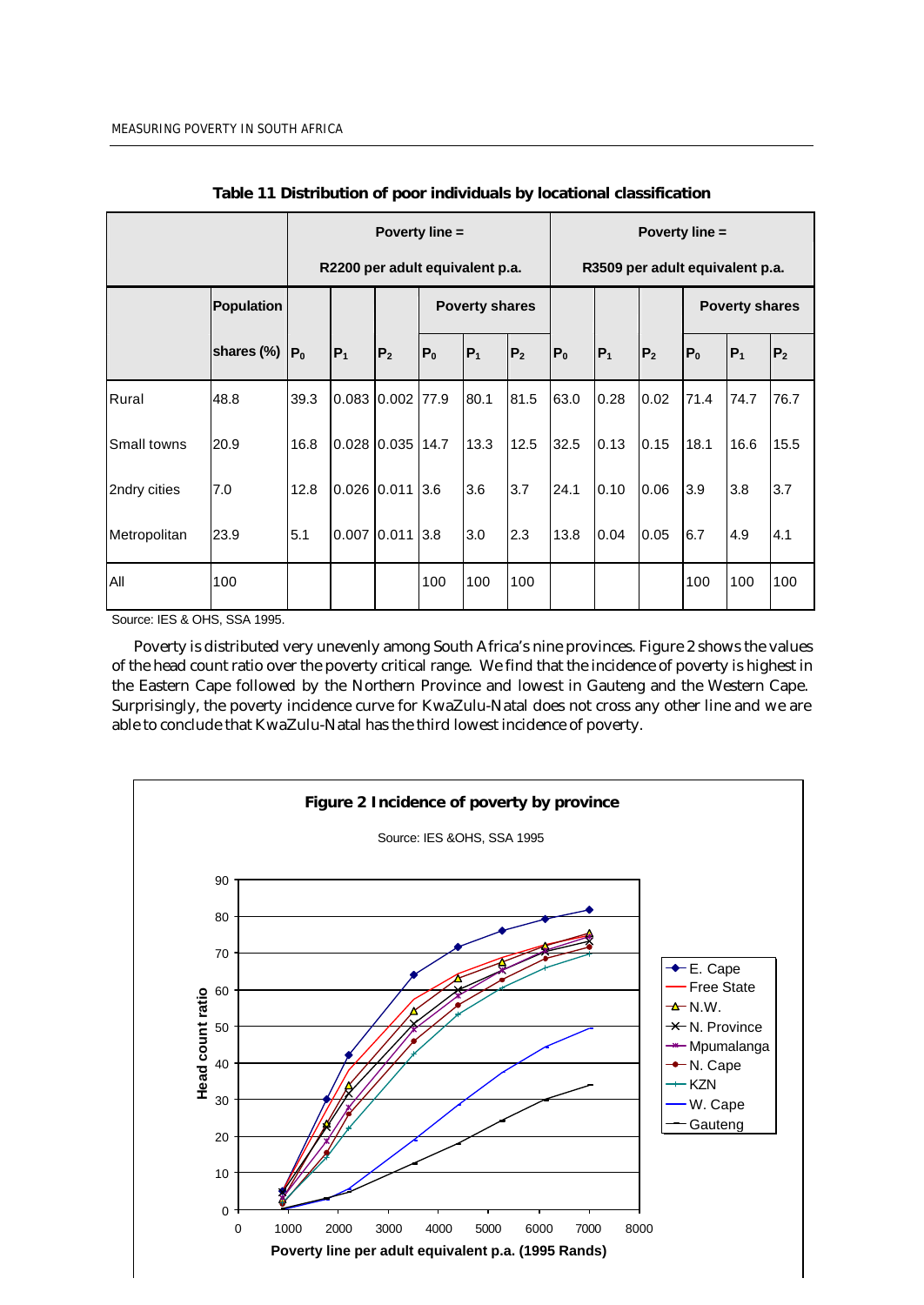**Table 11 Distribution of poor individuals by locational classification**

| | Population shares (%) | Poverty line = R2200 per adult equivalent p.a. | | | | | | Poverty line = R3509 per adult equivalent p.a. | | | | | |
|---|---|---|---|---|---|---|---|---|---|---|---|---|---|
| | | | | | Poverty shares | | | | | | Poverty shares | | |
| | | $P_0$ | $P_1$ | $P_2$ | $P_0$ | $P_1$ | $P_2$ | $P_0$ | $P_1$ | $P_2$ | $P_0$ | $P_1$ | $P_2$ |
| Rural | 48.8 | 39.3 | 0.083 | 0.002 | 77.9 | 80.1 | 81.5 | 63.0 | 0.28 | 0.02 | 71.4 | 74.7 | 76.7 |
| Small towns | 20.9 | 16.8 | 0.028 | 0.035 | 14.7 | 13.3 | 12.5 | 32.5 | 0.13 | 0.15 | 18.1 | 16.6 | 15.5 |
| 2ndry cities | 7.0 | 12.8 | 0.026 | 0.011 | 3.6 | 3.6 | 3.7 | 24.1 | 0.10 | 0.06 | 3.9 | 3.8 | 3.7 |
| Metropolitan | 23.9 | 5.1 | 0.007 | 0.011 | 3.8 | 3.0 | 2.3 | 13.8 | 0.04 | 0.05 | 6.7 | 4.9 | 4.1 |
| All | 100 | | | | 100 | 100 | 100 | | | | 100 | 100 | 100 |

Source: IES & OHS, SSA 1995.

Poverty is distributed very unevenly among South Africa's nine provinces. Figure 2 shows the values of the head count ratio over the poverty critical range. We find that the incidence of poverty is highest in the Eastern Cape followed by the Northern Province and lowest in Gauteng and the Western Cape. Surprisingly, the poverty incidence curve for KwaZulu-Natal does not cross any other line and we are able to conclude that KwaZulu-Natal has the third lowest incidence of poverty.

**Figure 2 Incidence of poverty by province**

Source: IES &OHS, SSA 1995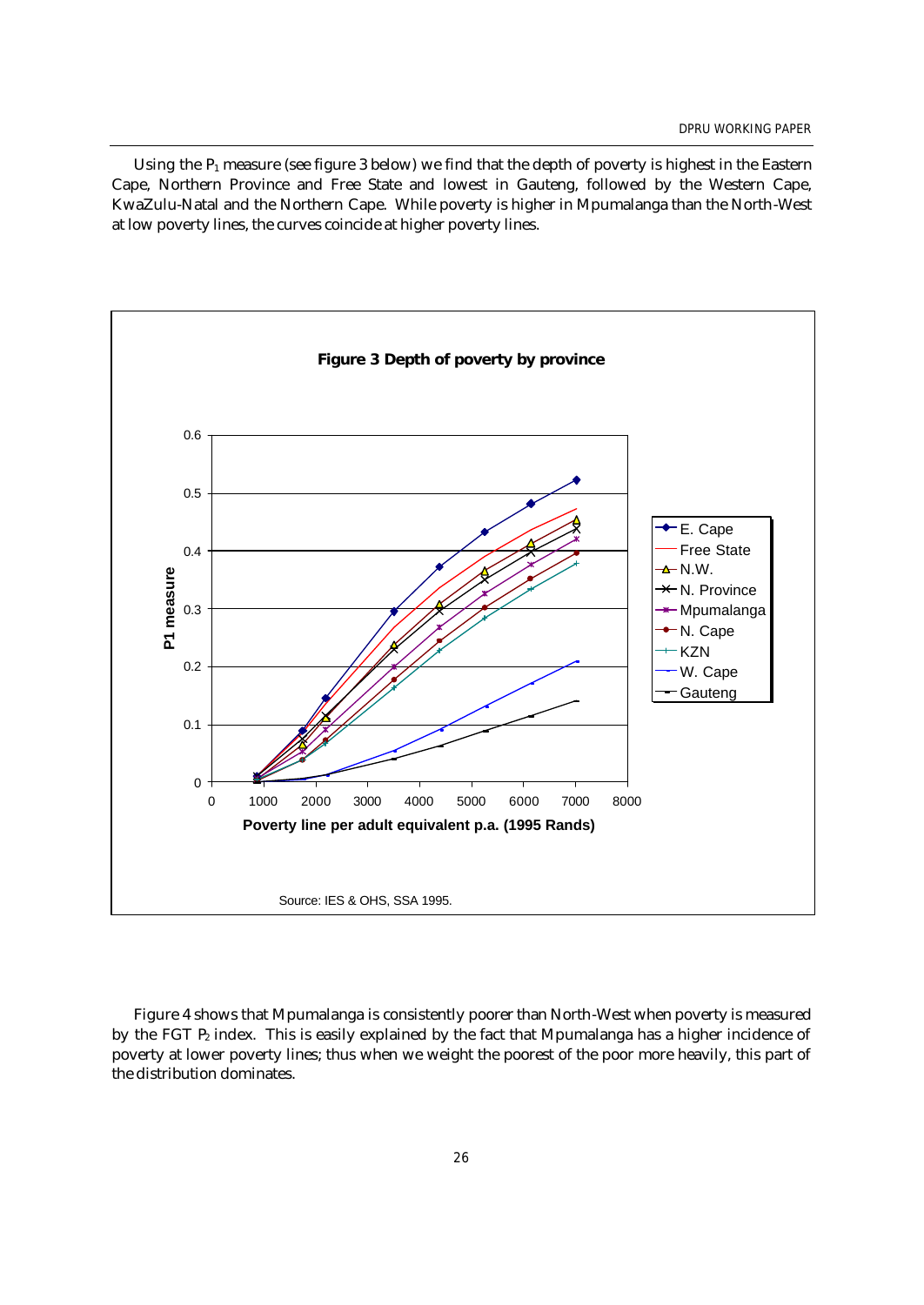Using the $P_1$ measure (see figure 3 below) we find that the depth of poverty is highest in the Eastern Cape, Northern Province and Free State and lowest in Gauteng, followed by the Western Cape, KwaZulu-Natal and the Northern Cape. While poverty is higher in Mpumalanga than the North-West at low poverty lines, the curves coincide at higher poverty lines.

**Figure 3 Depth of poverty by province**

Source: IES & OHS, SSA 1995.

Figure 4 shows that Mpumalanga is consistently poorer than North-West when poverty is measured by the FGT $P_2$ index. This is easily explained by the fact that Mpumalanga has a higher incidence of poverty at lower poverty lines; thus when we weight the poorest of the poor more heavily, this part of the distribution dominates.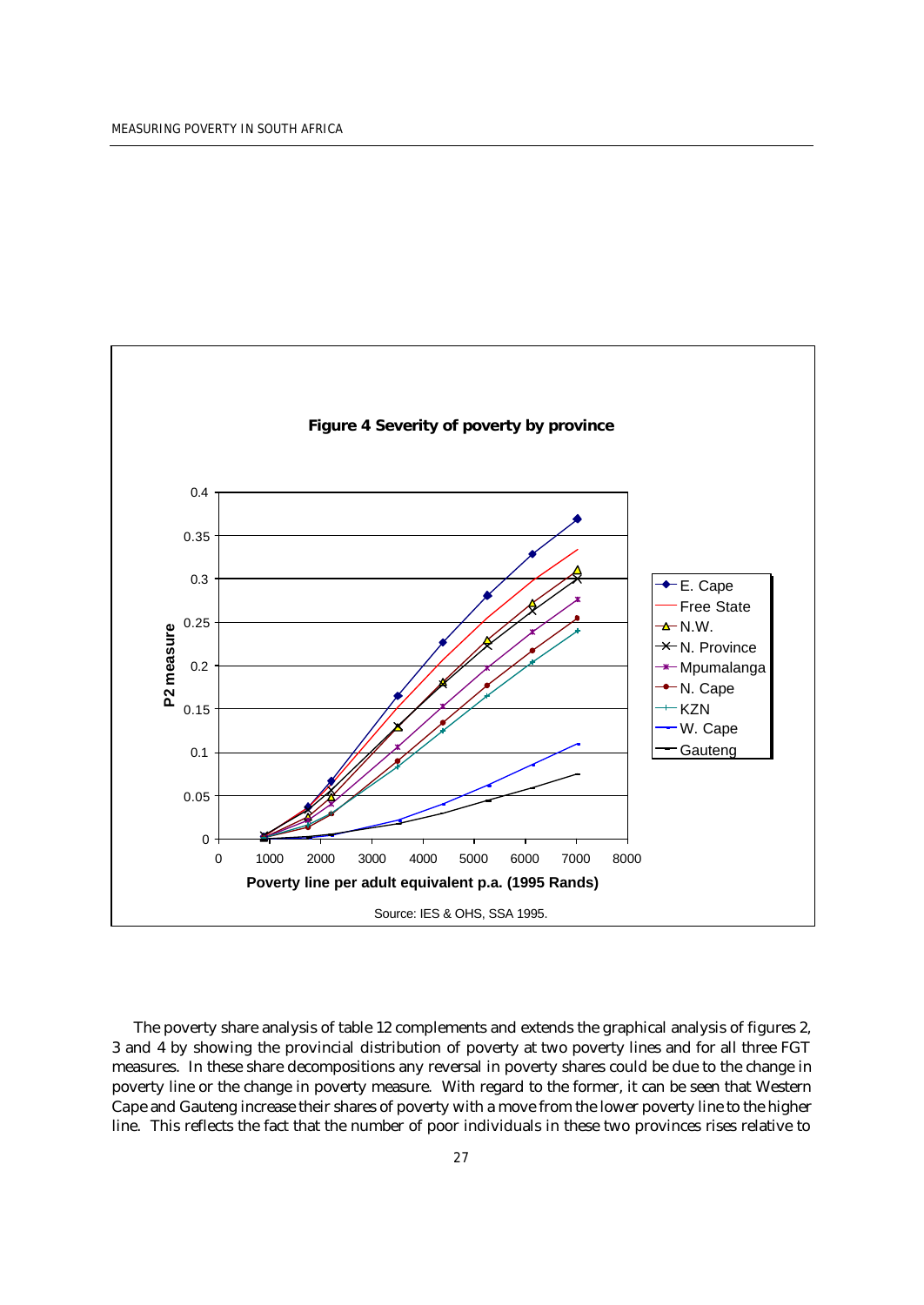**Figure 4 Severity of poverty by province**

Source: IES & OHS, SSA 1995.

The poverty share analysis of table 12 complements and extends the graphical analysis of figures 2, 3 and 4 by showing the provincial distribution of poverty at two poverty lines and for all three FGT measures. In these share decompositions any reversal in poverty shares could be due to the change in poverty line or the change in poverty measure. With regard to the former, it can be seen that Western Cape and Gauteng increase their shares of poverty with a move from the lower poverty line to the higher line. This reflects the fact that the number of poor individuals in these two provinces rises relative to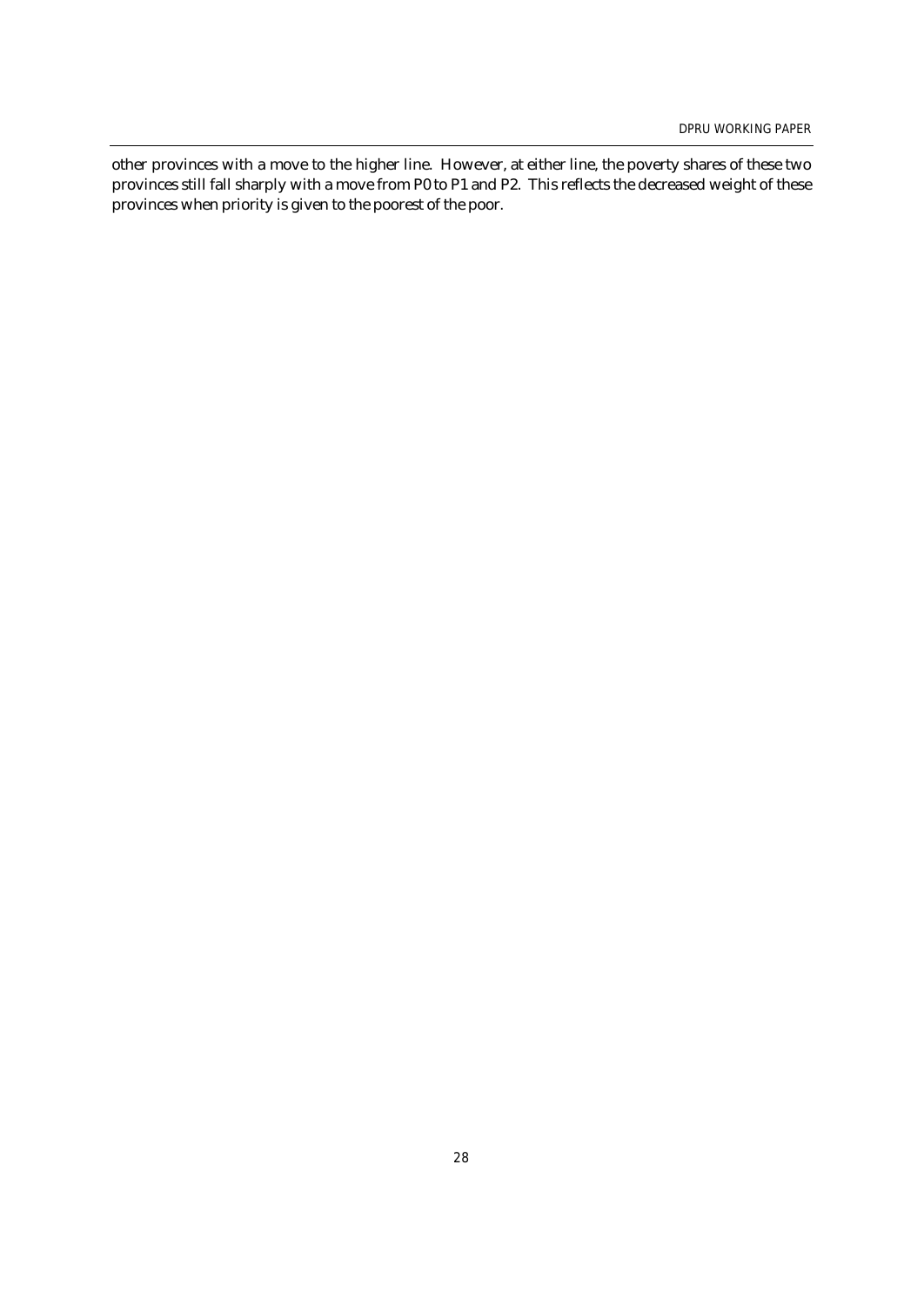other provinces with a move to the higher line. However, at either line, the poverty shares of these two provinces still fall sharply with a move from P0 to P1 and P2. This reflects the decreased weight of these provinces when priority is given to the poorest of the poor.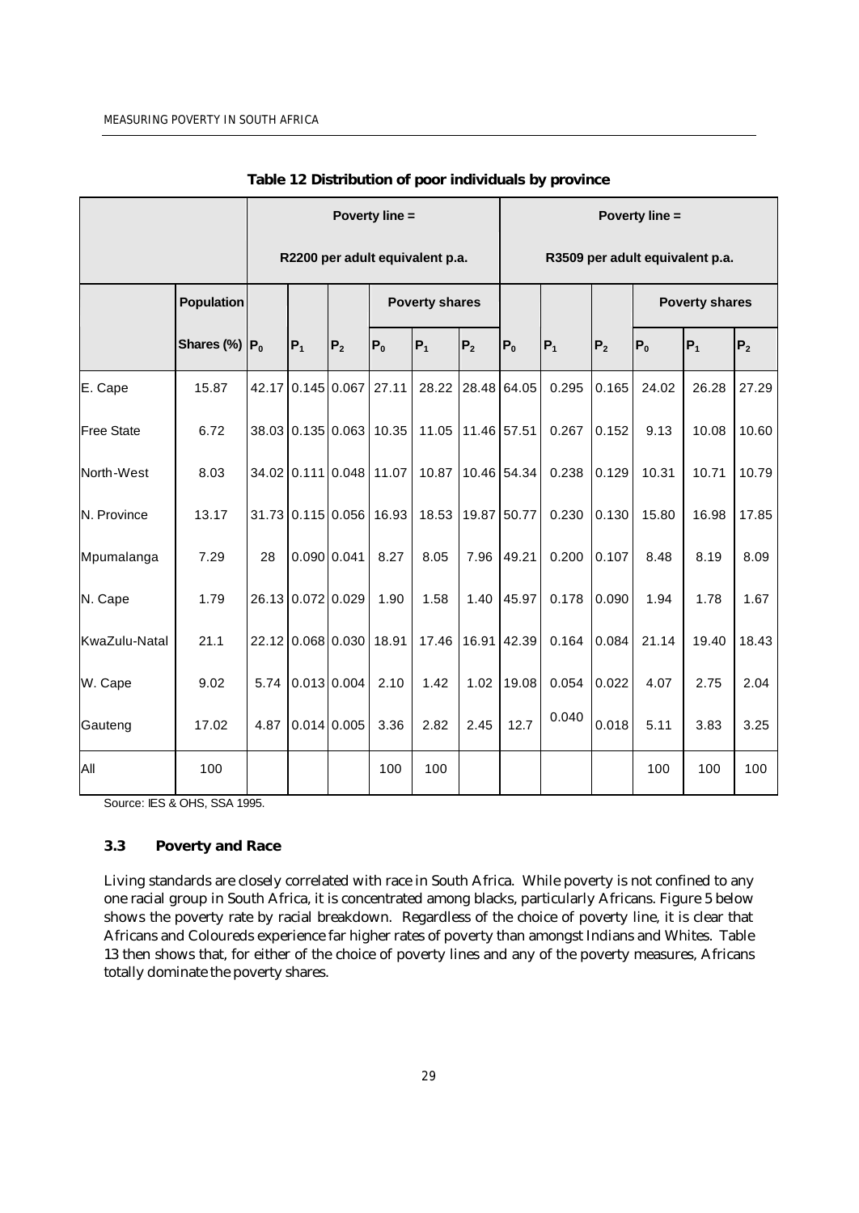**Table 12 Distribution of poor individuals by province**

| | | Poverty line = R2200 per adult equivalent p.a. | | | | | | Poverty line = R3509 per adult equivalent p.a. | | | | | |
|---|---|---|---|---|---|---|---|---|---|---|---|---|---|
| | Population | | | | Poverty shares | | | | | | Poverty shares | | |
| | Shares (%) | $P_0$ | $P_1$ | $P_2$ | $P_0$ | $P_1$ | $P_2$ | $P_0$ | $P_1$ | $P_2$ | $P_0$ | $P_1$ | $P_2$ |
| E. Cape | 15.87 | 42.17 | 0.145 | 0.067 | 27.11 | 28.22 | 28.48 | 64.05 | 0.295 | 0.165 | 24.02 | 26.28 | 27.29 |
| Free State | 6.72 | 38.03 | 0.135 | 0.063 | 10.35 | 11.05 | 11.46 | 57.51 | 0.267 | 0.152 | 9.13 | 10.08 | 10.60 |
| North-West | 8.03 | 34.02 | 0.111 | 0.048 | 11.07 | 10.87 | 10.46 | 54.34 | 0.238 | 0.129 | 10.31 | 10.71 | 10.79 |
| N. Province | 13.17 | 31.73 | 0.115 | 0.056 | 16.93 | 18.53 | 19.87 | 50.77 | 0.230 | 0.130 | 15.80 | 16.98 | 17.85 |
| Mpumalanga | 7.29 | 28 | 0.090 | 0.041 | 8.27 | 8.05 | 7.96 | 49.21 | 0.200 | 0.107 | 8.48 | 8.19 | 8.09 |
| N. Cape | 1.79 | 26.13 | 0.072 | 0.029 | 1.90 | 1.58 | 1.40 | 45.97 | 0.178 | 0.090 | 1.94 | 1.78 | 1.67 |
| KwaZulu-Natal | 21.1 | 22.12 | 0.068 | 0.030 | 18.91 | 17.46 | 16.91 | 42.39 | 0.164 | 0.084 | 21.14 | 19.40 | 18.43 |
| W. Cape | 9.02 | 5.74 | 0.013 | 0.004 | 2.10 | 1.42 | 1.02 | 19.08 | 0.054 | 0.022 | 4.07 | 2.75 | 2.04 |
| Gauteng | 17.02 | 4.87 | 0.014 | 0.005 | 3.36 | 2.82 | 2.45 | 12.7 | 0.040 | 0.018 | 5.11 | 3.83 | 3.25 |
| All | 100 | | | | 100 | 100 | | | | | 100 | 100 | 100 |

Source: IES & OHS, SSA 1995.

### 3.3 Poverty and Race

Living standards are closely correlated with race in South Africa. While poverty is not confined to any one racial group in South Africa, it is concentrated among blacks, particularly Africans. Figure 5 below shows the poverty rate by racial breakdown. Regardless of the choice of poverty line, it is clear that Africans and Coloureds experience far higher rates of poverty than amongst Indians and Whites. Table 13 then shows that, for either of the choice of poverty lines and any of the poverty measures, Africans totally dominate the poverty shares.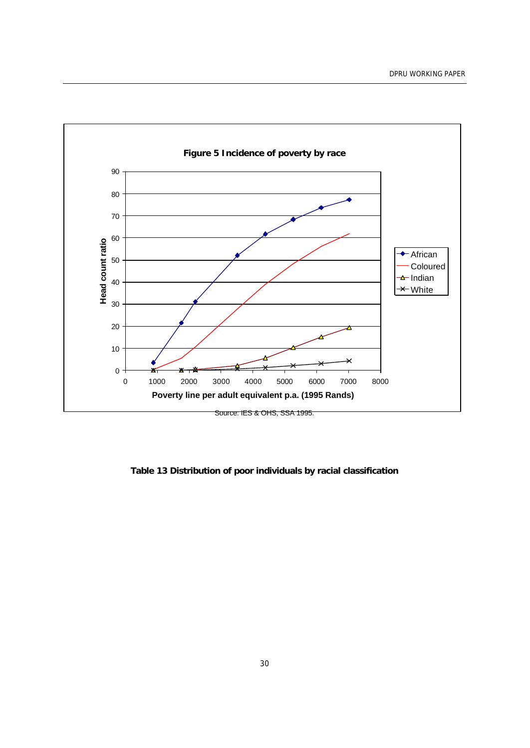**Figure 5 Incidence of poverty by race**

Source: IES & OHS, SSA 1995.

**Table 13 Distribution of poor individuals by racial classification**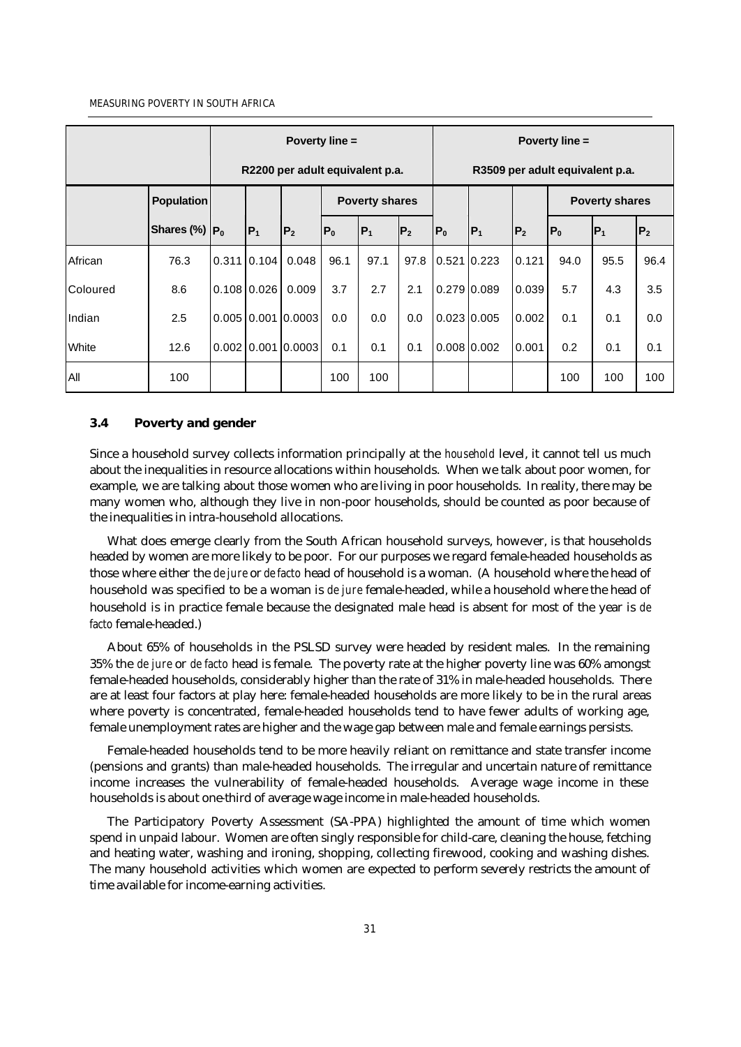| | | Poverty line = R2200 per adult equivalent p.a. | | | | | | Poverty line = R3509 per adult equivalent p.a. | | | | | |
|---|---|---|---|---|---|---|---|---|---|---|---|---|---|
| | Population | | | | Poverty shares | | | | | | Poverty shares | | |
| | Shares (%) | $P_0$ | $P_1$ | $P_2$ | $P_0$ | $P_1$ | $P_2$ | $P_0$ | $P_1$ | $P_2$ | $P_0$ | $P_1$ | $P_2$ |
| African | 76.3 | 0.311 | 0.104 | 0.048 | 96.1 | 97.1 | 97.8 | 0.521 | 0.223 | 0.121 | 94.0 | 95.5 | 96.4 |
| Coloured | 8.6 | 0.108 | 0.026 | 0.009 | 3.7 | 2.7 | 2.1 | 0.279 | 0.089 | 0.039 | 5.7 | 4.3 | 3.5 |
| Indian | 2.5 | 0.005 | 0.001 | 0.0003 | 0.0 | 0.0 | 0.0 | 0.023 | 0.005 | 0.002 | 0.1 | 0.1 | 0.0 |
| White | 12.6 | 0.002 | 0.001 | 0.0003 | 0.1 | 0.1 | 0.1 | 0.008 | 0.002 | 0.001 | 0.2 | 0.1 | 0.1 |
| All | 100 | | | | 100 | 100 | | | | | 100 | 100 | 100 |

### 3.4 Poverty and gender

Since a household survey collects information principally at the *household* level, it cannot tell us much about the inequalities in resource allocations within households. When we talk about poor women, for example, we are talking about those women who are living in poor households. In reality, there may be many women who, although they live in non-poor households, should be counted as poor because of the inequalities in intra-household allocations.

What does emerge clearly from the South African household surveys, however, is that households headed by women are more likely to be poor. For our purposes we regard female-headed households as those where either the *de jure* or *de facto* head of household is a woman. (A household where the head of household was specified to be a woman is *de jure* female-headed, while a household where the head of household is in practice female because the designated male head is absent for most of the year is *de facto* female-headed.)

About 65% of households in the PSLSD survey were headed by resident males. In the remaining 35% the *de jure* or *de facto* head is female. The poverty rate at the higher poverty line was 60% amongst female-headed households, considerably higher than the rate of 31% in male-headed households. There are at least four factors at play here: female-headed households are more likely to be in the rural areas where poverty is concentrated, female-headed households tend to have fewer adults of working age, female unemployment rates are higher and the wage gap between male and female earnings persists.

Female-headed households tend to be more heavily reliant on remittance and state transfer income (pensions and grants) than male-headed households. The irregular and uncertain nature of remittance income increases the vulnerability of female-headed households. Average wage income in these households is about one-third of average wage income in male-headed households.

The Participatory Poverty Assessment (SA-PPA) highlighted the amount of time which women spend in unpaid labour. Women are often singly responsible for child-care, cleaning the house, fetching and heating water, washing and ironing, shopping, collecting firewood, cooking and washing dishes. The many household activities which women are expected to perform severely restricts the amount of time available for income-earning activities.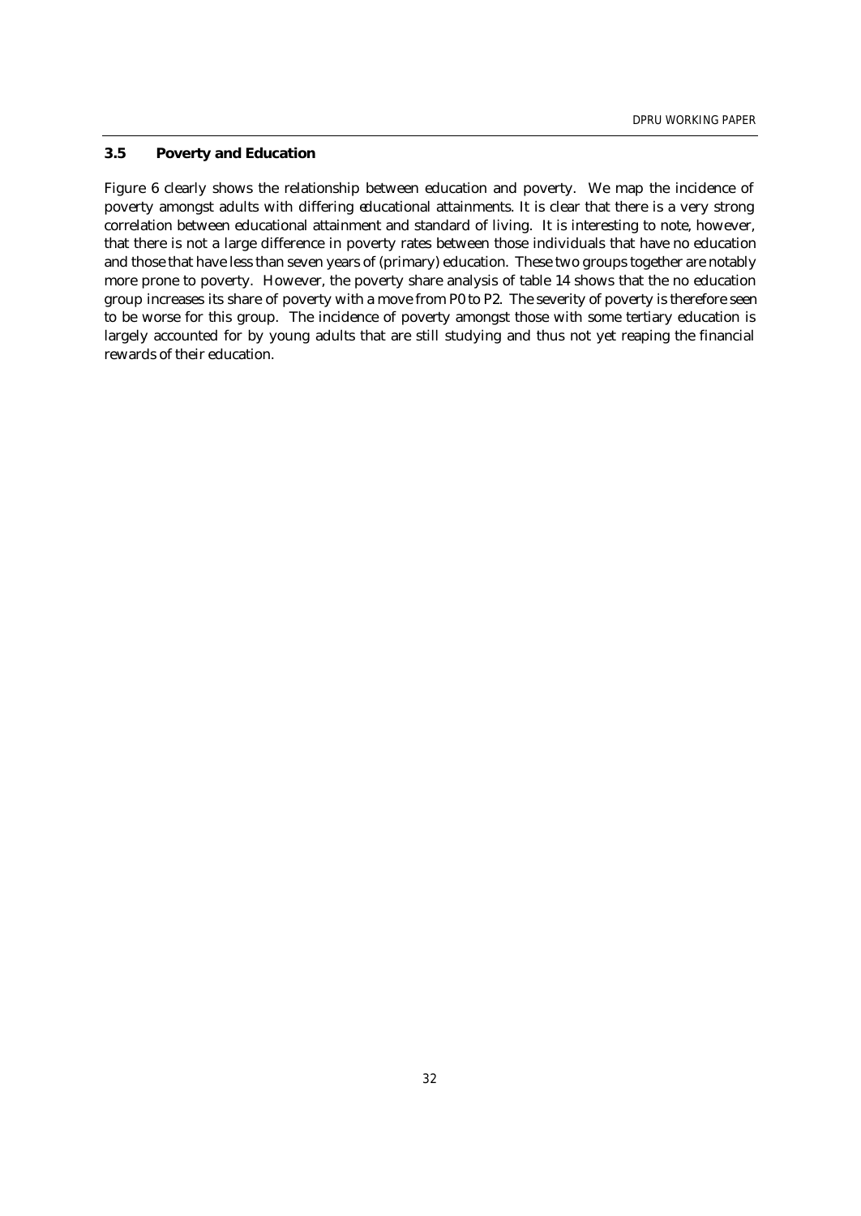### 3.5 Poverty and Education

Figure 6 clearly shows the relationship between education and poverty. We map the incidence of poverty amongst adults with differing educational attainments. It is clear that there is a very strong correlation between educational attainment and standard of living. It is interesting to note, however, that there is not a large difference in poverty rates between those individuals that have no education and those that have less than seven years of (primary) education. These two groups together are notably more prone to poverty. However, the poverty share analysis of table 14 shows that the no education group increases its share of poverty with a move from P0 to P2. The severity of poverty is therefore seen to be worse for this group. The incidence of poverty amongst those with some tertiary education is largely accounted for by young adults that are still studying and thus not yet reaping the financial rewards of their education.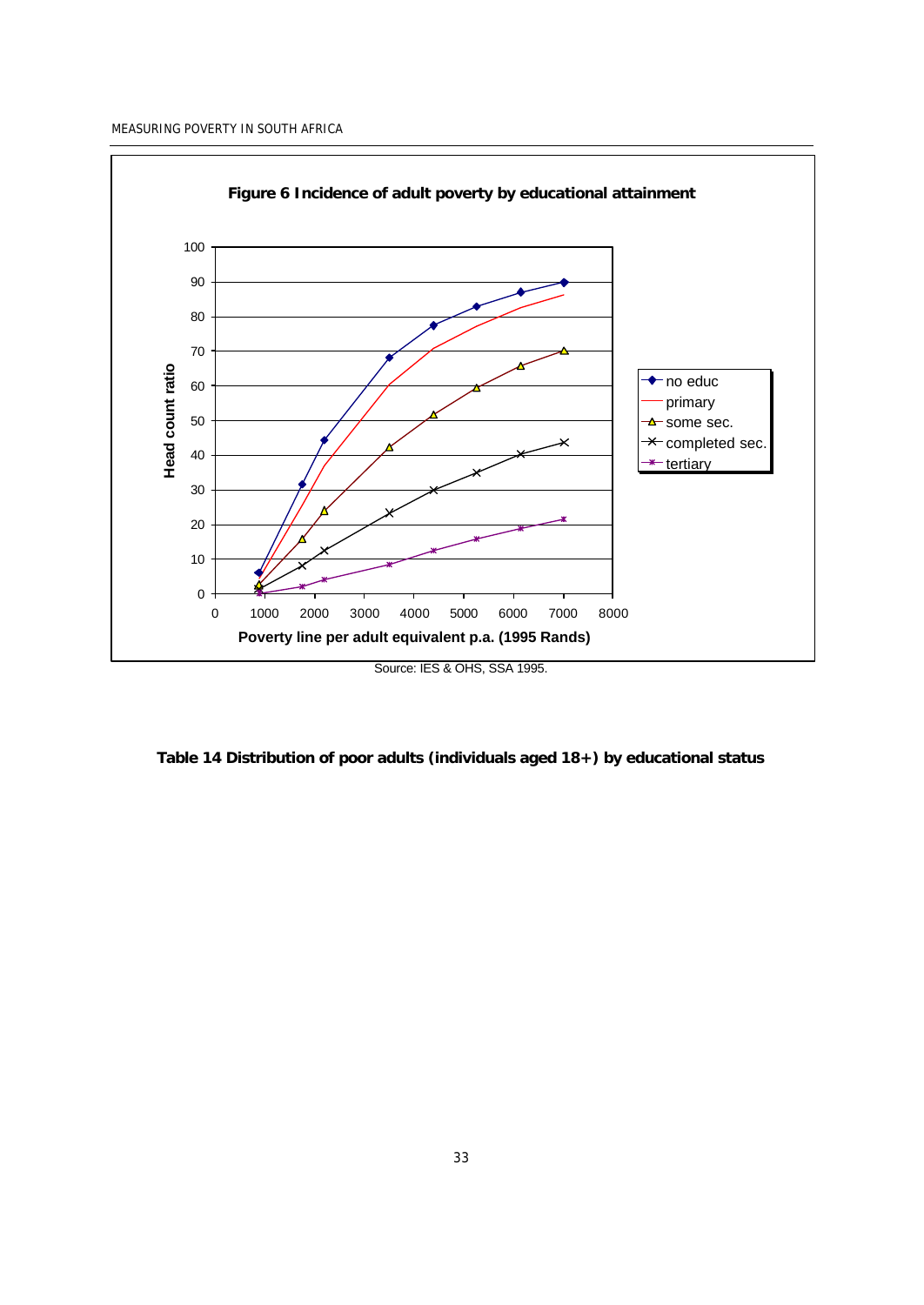**Figure 6 Incidence of adult poverty by educational attainment**

Source: IES & OHS, SSA 1995.

**Table 14 Distribution of poor adults (individuals aged 18+) by educational status**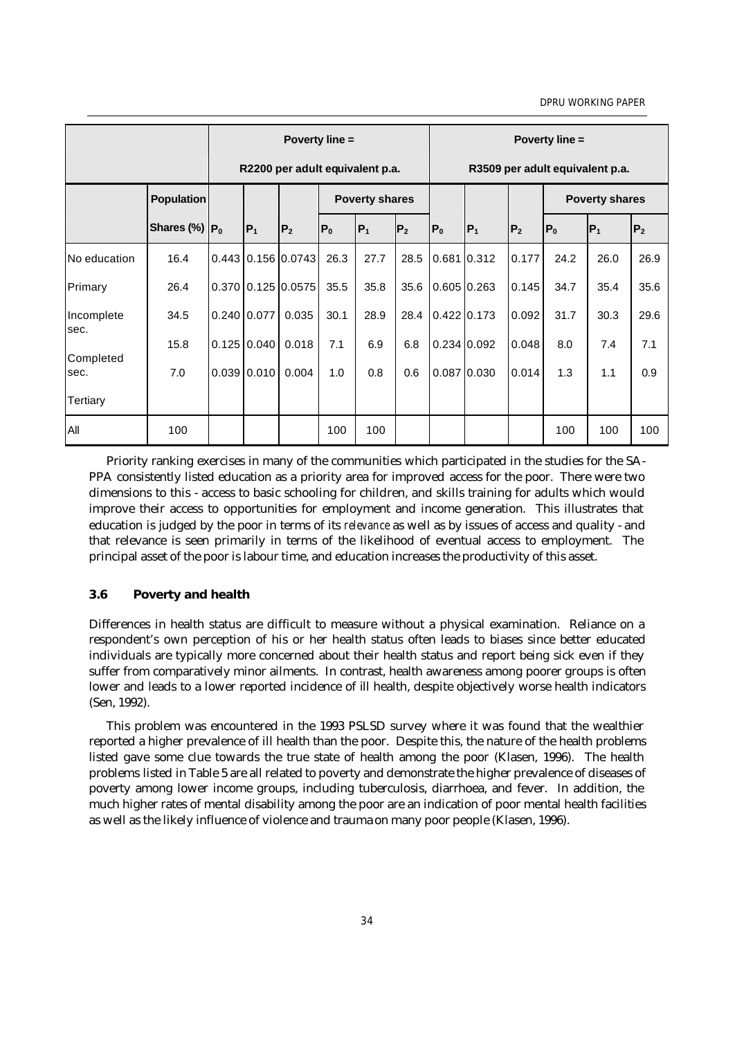| | | Poverty line = R2200 per adult equivalent p.a. | | | | | | Poverty line = R3509 per adult equivalent p.a. | | | | | |
|---|---|---|---|---|---|---|---|---|---|---|---|---|---|
| | Population | | | | Poverty shares | | | | | | Poverty shares | | |
| | Shares (%) | $P_0$ | $P_1$ | $P_2$ | $P_0$ | $P_1$ | $P_2$ | $P_0$ | $P_1$ | $P_2$ | $P_0$ | $P_1$ | $P_2$ |
| No education | 16.4 | 0.443 | 0.156 | 0.0743 | 26.3 | 27.7 | 28.5 | 0.681 | 0.312 | 0.177 | 24.2 | 26.0 | 26.9 |
| Primary | 26.4 | 0.370 | 0.125 | 0.0575 | 35.5 | 35.8 | 35.6 | 0.605 | 0.263 | 0.145 | 34.7 | 35.4 | 35.6 |
| Incomplete sec. | 34.5 | 0.240 | 0.077 | 0.035 | 30.1 | 28.9 | 28.4 | 0.422 | 0.173 | 0.092 | 31.7 | 30.3 | 29.6 |
| Completed sec. | 15.8 | 0.125 | 0.040 | 0.018 | 7.1 | 6.9 | 6.8 | 0.234 | 0.092 | 0.048 | 8.0 | 7.4 | 7.1 |
| Tertiary | 7.0 | 0.039 | 0.010 | 0.004 | 1.0 | 0.8 | 0.6 | 0.087 | 0.030 | 0.014 | 1.3 | 1.1 | 0.9 |
| All | 100 | | | | 100 | 100 | | | | | 100 | 100 | 100 |

Priority ranking exercises in many of the communities which participated in the studies for the SA-PPA consistently listed education as a priority area for improved access for the poor. There were two dimensions to this - access to basic schooling for children, and skills training for adults which would improve their access to opportunities for employment and income generation. This illustrates that education is judged by the poor in terms of its *relevance* as well as by issues of access and quality - and that relevance is seen primarily in terms of the likelihood of eventual access to employment. The principal asset of the poor is labour time, and education increases the productivity of this asset.

### 3.6 Poverty and health

Differences in health status are difficult to measure without a physical examination. Reliance on a respondent's own perception of his or her health status often leads to biases since better educated individuals are typically more concerned about their health status and report being sick even if they suffer from comparatively minor ailments. In contrast, health awareness among poorer groups is often lower and leads to a lower reported incidence of ill health, despite objectively worse health indicators (Sen, 1992).

This problem was encountered in the 1993 PSLSD survey where it was found that the wealthier reported a higher prevalence of ill health than the poor. Despite this, the nature of the health problems listed gave some clue towards the true state of health among the poor (Klasen, 1996). The health problems listed in Table 5 are all related to poverty and demonstrate the higher prevalence of diseases of poverty among lower income groups, including tuberculosis, diarrhoea, and fever. In addition, the much higher rates of mental disability among the poor are an indication of poor mental health facilities as well as the likely influence of violence and trauma on many poor people (Klasen, 1996).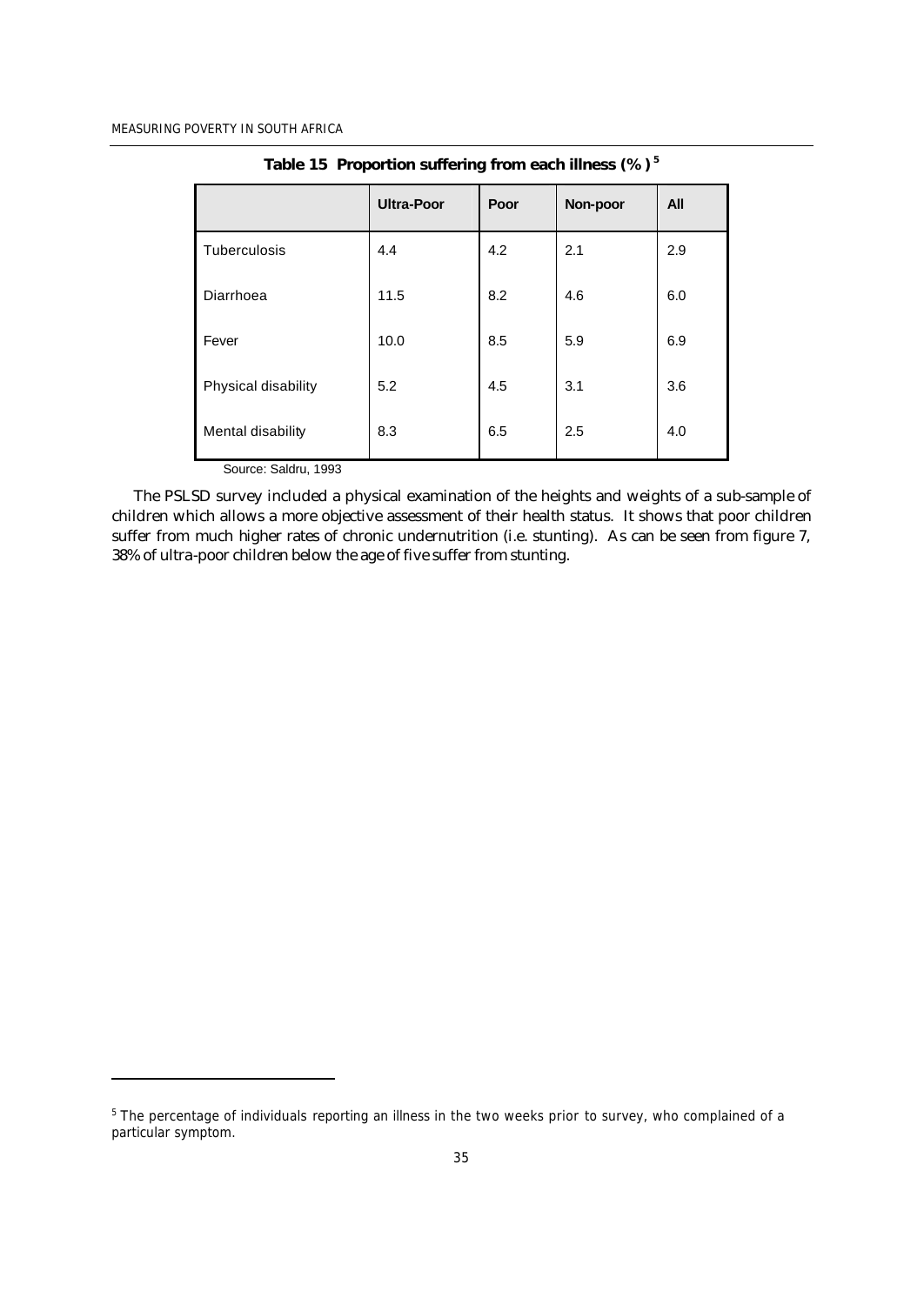**Table 15 Proportion suffering from each illness (%)** [5]

| | Ultra-Poor | Poor | Non-poor | All |
|---|---|---|---|---|
| Tuberculosis | 4.4 | 4.2 | 2.1 | 2.9 |
| Diarrhoea | 11.5 | 8.2 | 4.6 | 6.0 |
| Fever | 10.0 | 8.5 | 5.9 | 6.9 |
| Physical disability | 5.2 | 4.5 | 3.1 | 3.6 |
| Mental disability | 8.3 | 6.5 | 2.5 | 4.0 |

Source: Saldru, 1993

The PSLSD survey included a physical examination of the heights and weights of a sub-sample of children which allows a more objective assessment of their health status. It shows that poor children suffer from much higher rates of chronic undernutrition (i.e. stunting). As can be seen from figure 7, 38% of ultra-poor children below the age of five suffer from stunting.

---

[5] The percentage of individuals reporting an illness in the two weeks prior to survey, who complained of a particular symptom.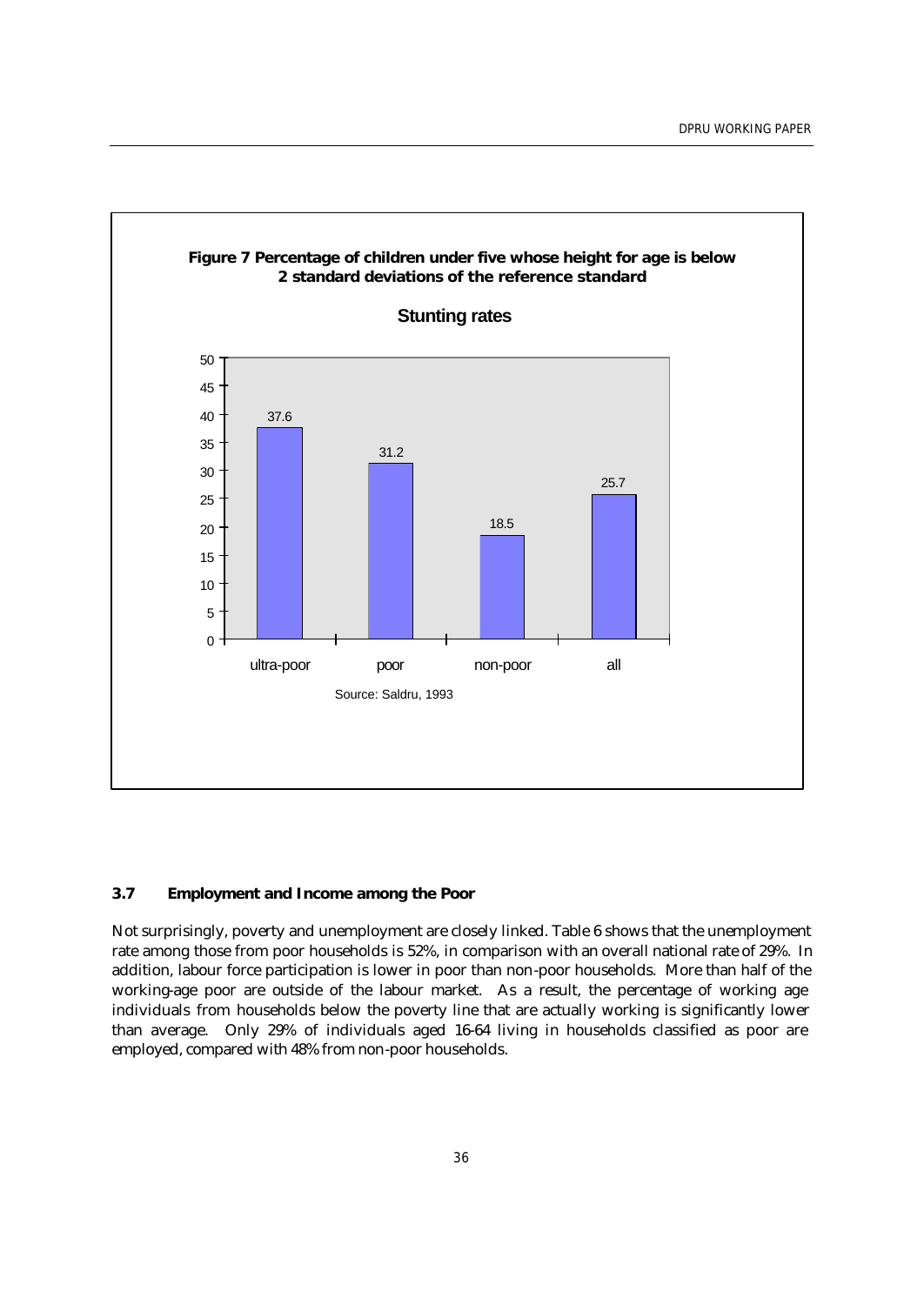**Figure 7 Percentage of children under five whose height for age is below 2 standard deviations of the reference standard**

**Stunting rates**

| | ultra-poor | poor | non-poor | all |
|---|---|---|---|---|
| Stunting rate (%) | 37.6 | 31.2 | 18.5 | 25.7 |

Source: Saldru, 1993

### 3.7 Employment and Income among the Poor

Not surprisingly, poverty and unemployment are closely linked. Table 6 shows that the unemployment rate among those from poor households is 52%, in comparison with an overall national rate of 29%. In addition, labour force participation is lower in poor than non-poor households. More than half of the working-age poor are outside of the labour market. As a result, the percentage of working age individuals from households below the poverty line that are actually working is significantly lower than average. Only 29% of individuals aged 16-64 living in households classified as poor are employed, compared with 48% from non-poor households.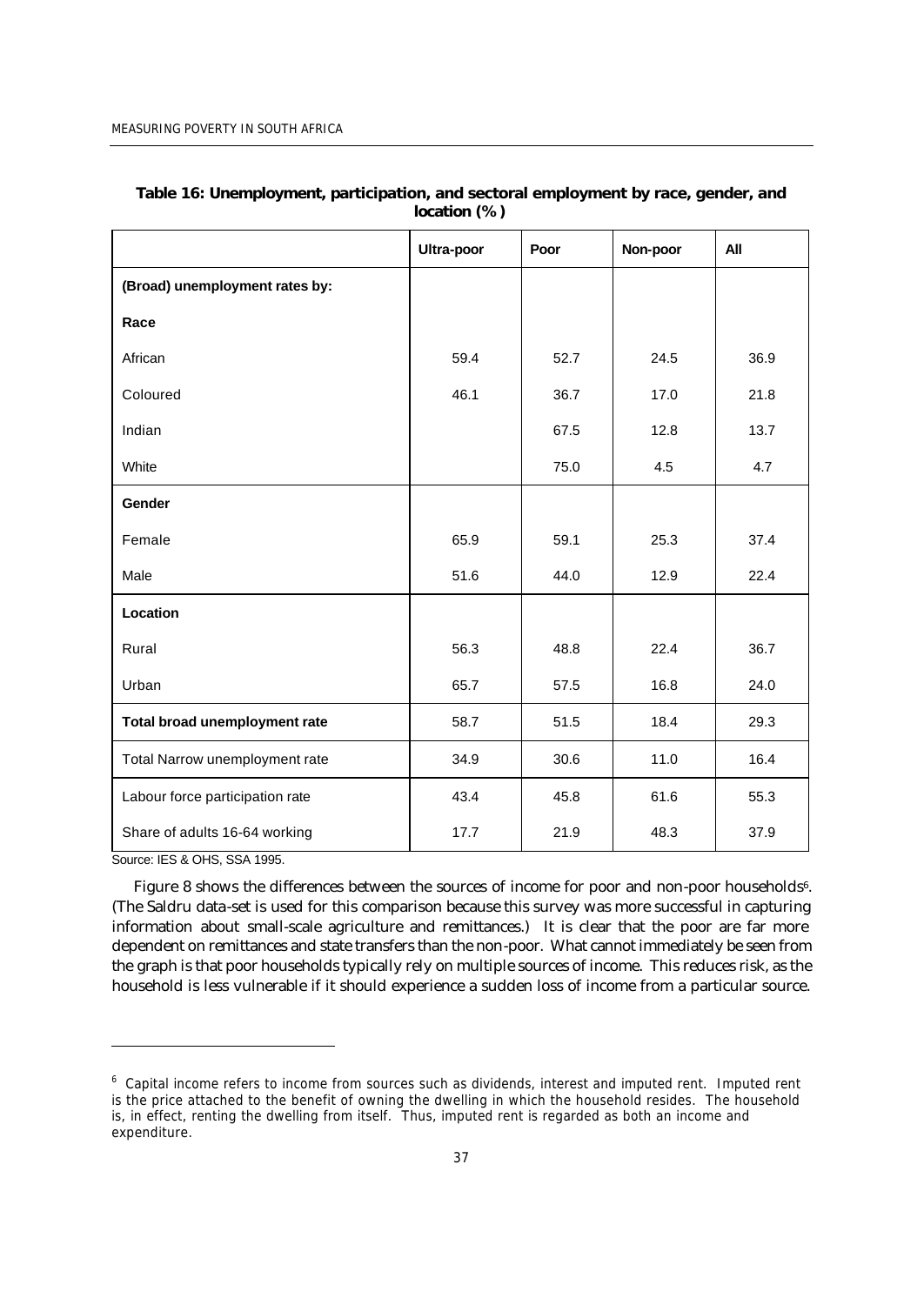**Table 16: Unemployment, participation, and sectoral employment by race, gender, and location (%)**

| | Ultra-poor | Poor | Non-poor | All |
|---|---|---|---|---|
| **(Broad) unemployment rates by:** | | | | |
| **Race** | | | | |
| African | 59.4 | 52.7 | 24.5 | 36.9 |
| Coloured | 46.1 | 36.7 | 17.0 | 21.8 |
| Indian | | 67.5 | 12.8 | 13.7 |
| White | | 75.0 | 4.5 | 4.7 |
| **Gender** | | | | |
| Female | 65.9 | 59.1 | 25.3 | 37.4 |
| Male | 51.6 | 44.0 | 12.9 | 22.4 |
| **Location** | | | | |
| Rural | 56.3 | 48.8 | 22.4 | 36.7 |
| Urban | 65.7 | 57.5 | 16.8 | 24.0 |
| **Total broad unemployment rate** | 58.7 | 51.5 | 18.4 | 29.3 |
| Total Narrow unemployment rate | 34.9 | 30.6 | 11.0 | 16.4 |
| Labour force participation rate | 43.4 | 45.8 | 61.6 | 55.3 |
| Share of adults 16-64 working | 17.7 | 21.9 | 48.3 | 37.9 |

Source: IES & OHS, SSA 1995.

Figure 8 shows the differences between the sources of income for poor and non-poor households[6]. (The Saldru data-set is used for this comparison because this survey was more successful in capturing information about small-scale agriculture and remittances.) It is clear that the poor are far more dependent on remittances and state transfers than the non-poor. What cannot immediately be seen from the graph is that poor households typically rely on multiple sources of income. This reduces risk, as the household is less vulnerable if it should experience a sudden loss of income from a particular source.

[6] Capital income refers to income from sources such as dividends, interest and imputed rent. Imputed rent is the price attached to the benefit of owning the dwelling in which the household resides. The household is, in effect, renting the dwelling from itself. Thus, imputed rent is regarded as both an income and expenditure.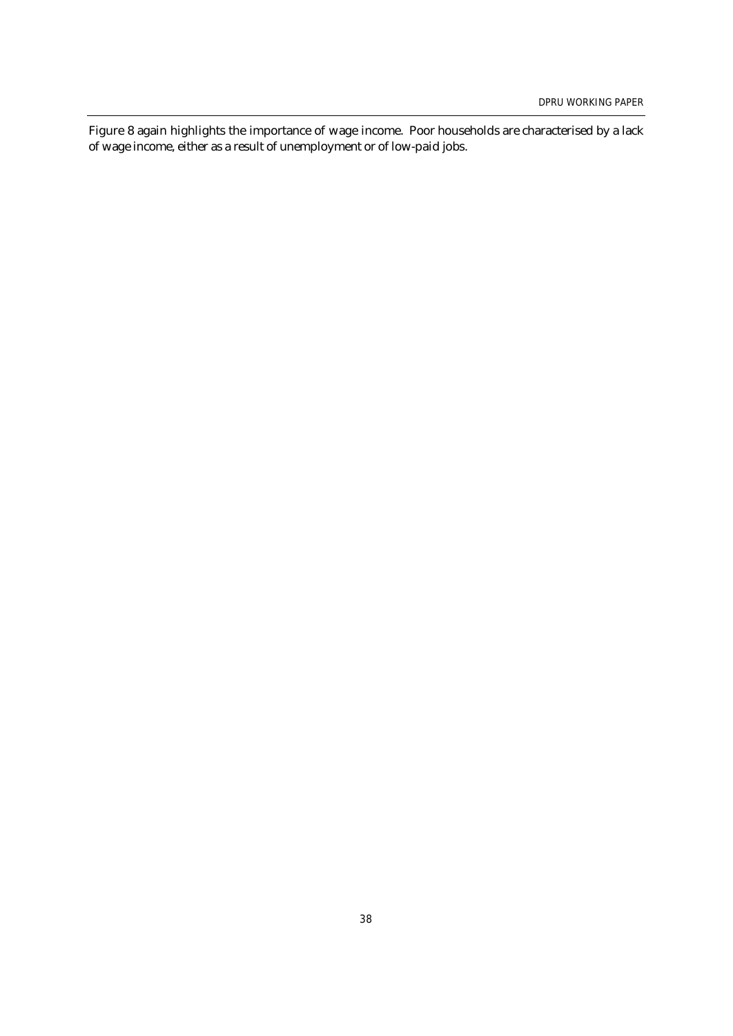Figure 8 again highlights the importance of wage income. Poor households are characterised by a lack of wage income, either as a result of unemployment or of low-paid jobs.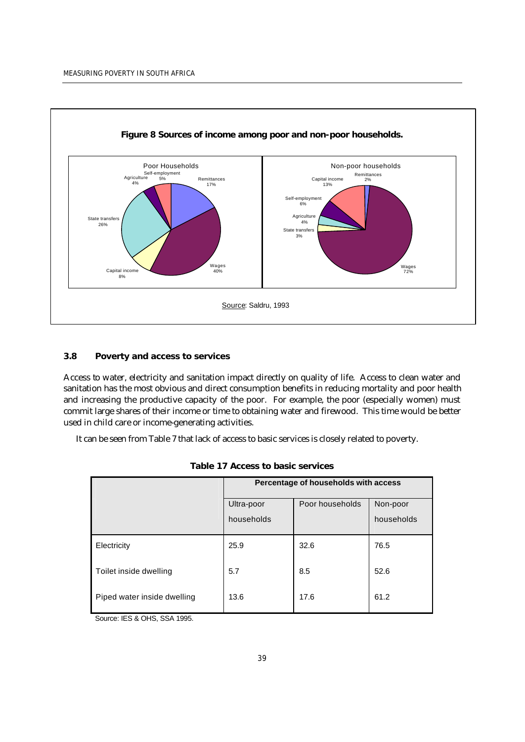**Figure 8 Sources of income among poor and non-poor households.**

Source: Saldru, 1993

### 3.8 Poverty and access to services

Access to water, electricity and sanitation impact directly on quality of life. Access to clean water and sanitation has the most obvious and direct consumption benefits in reducing mortality and poor health and increasing the productive capacity of the poor. For example, the poor (especially women) must commit large shares of their income or time to obtaining water and firewood. This time would be better used in child care or income-generating activities.

It can be seen from Table 7 that lack of access to basic services is closely related to poverty.

**Table 17 Access to basic services**

| | Percentage of households with access | | |
|---|---|---|---|
| | Ultra-poor households | Poor households | Non-poor households |
| Electricity | 25.9 | 32.6 | 76.5 |
| Toilet inside dwelling | 5.7 | 8.5 | 52.6 |
| Piped water inside dwelling | 13.6 | 17.6 | 61.2 |

Source: IES & OHS, SSA 1995.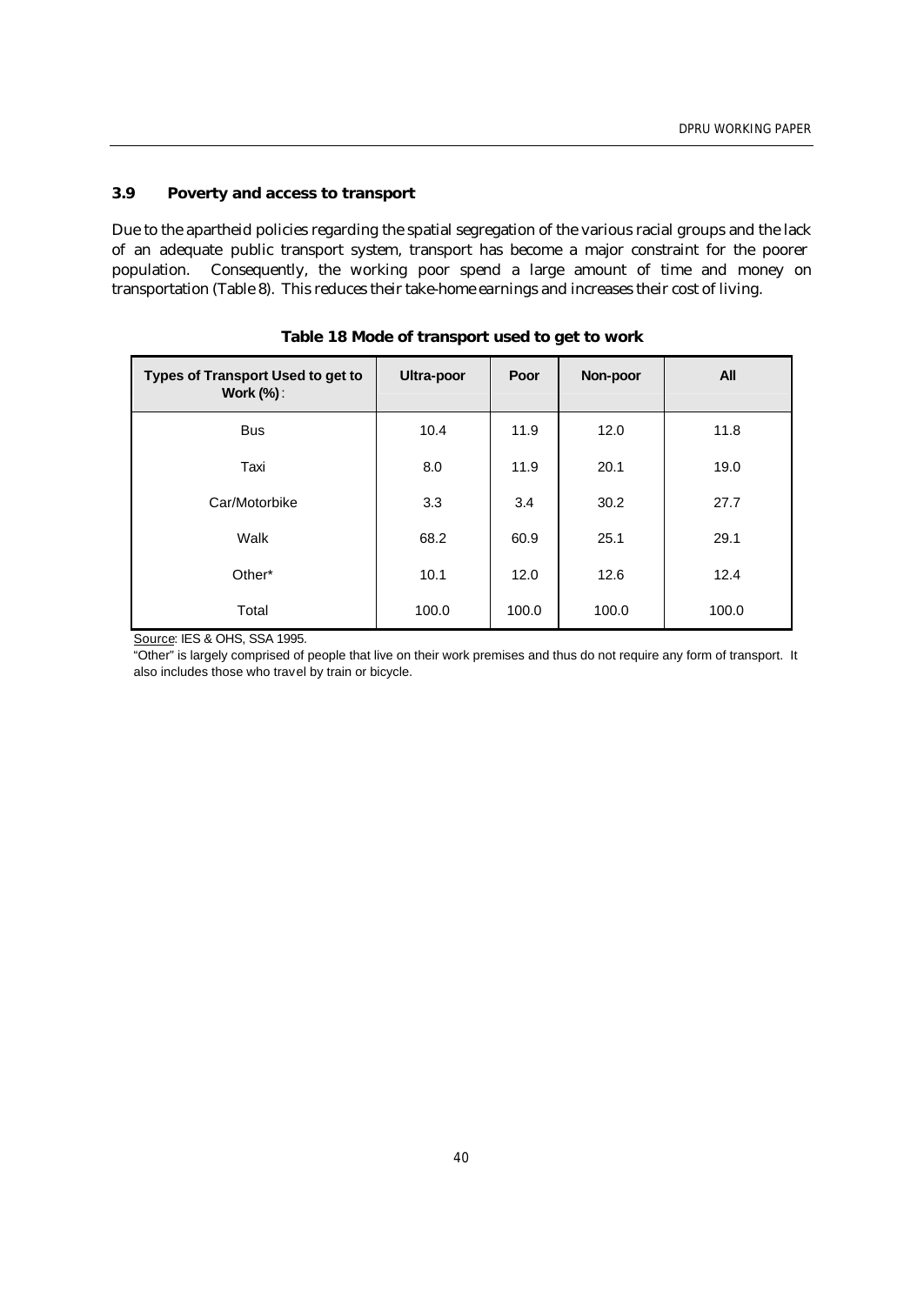### 3.9 Poverty and access to transport

Due to the apartheid policies regarding the spatial segregation of the various racial groups and the lack of an adequate public transport system, transport has become a major constraint for the poorer population. Consequently, the working poor spend a large amount of time and money on transportation (Table 8). This reduces their take-home earnings and increases their cost of living.

**Table 18 Mode of transport used to get to work**

| Types of Transport Used to get to Work (%): | Ultra-poor | Poor | Non-poor | All |
|---|---|---|---|---|
| Bus | 10.4 | 11.9 | 12.0 | 11.8 |
| Taxi | 8.0 | 11.9 | 20.1 | 19.0 |
| Car/Motorbike | 3.3 | 3.4 | 30.2 | 27.7 |
| Walk | 68.2 | 60.9 | 25.1 | 29.1 |
| Other* | 10.1 | 12.0 | 12.6 | 12.4 |
| Total | 100.0 | 100.0 | 100.0 | 100.0 |

Source: IES & OHS, SSA 1995.

"Other" is largely comprised of people that live on their work premises and thus do not require any form of transport. It also includes those who travel by train or bicycle.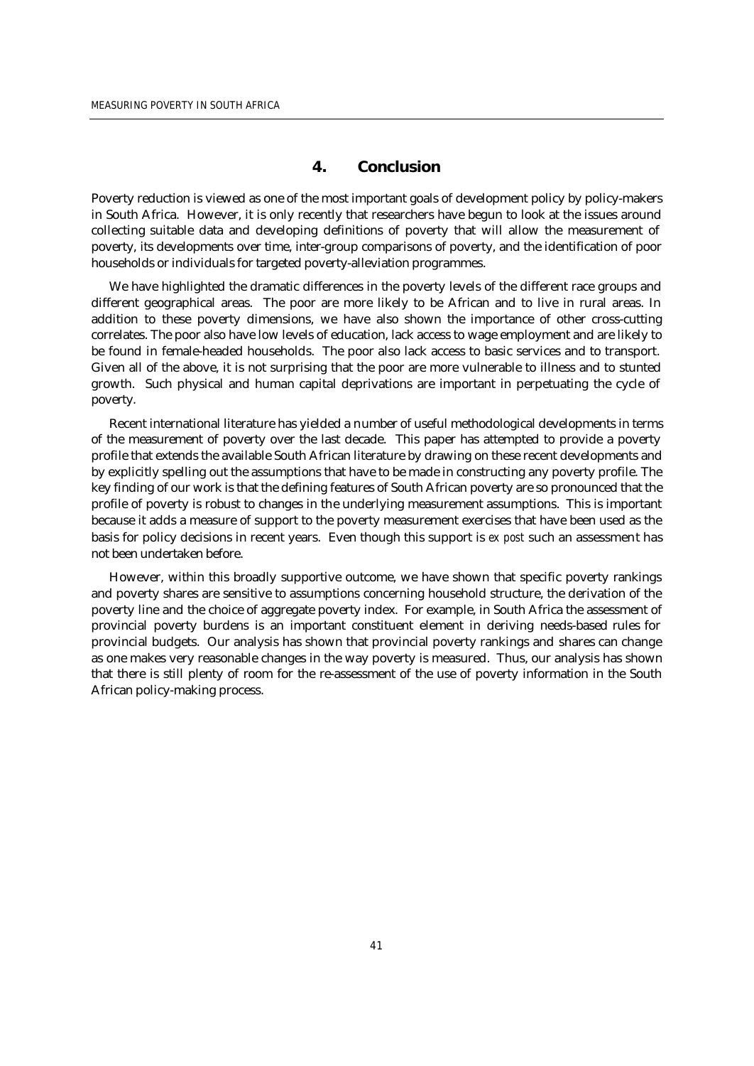# 4. Conclusion

Poverty reduction is viewed as one of the most important goals of development policy by policy-makers in South Africa. However, it is only recently that researchers have begun to look at the issues around collecting suitable data and developing definitions of poverty that will allow the measurement of poverty, its developments over time, inter-group comparisons of poverty, and the identification of poor households or individuals for targeted poverty-alleviation programmes.

We have highlighted the dramatic differences in the poverty levels of the different race groups and different geographical areas. The poor are more likely to be African and to live in rural areas. In addition to these poverty dimensions, we have also shown the importance of other cross-cutting correlates. The poor also have low levels of education, lack access to wage employment and are likely to be found in female-headed households. The poor also lack access to basic services and to transport. Given all of the above, it is not surprising that the poor are more vulnerable to illness and to stunted growth. Such physical and human capital deprivations are important in perpetuating the cycle of poverty.

Recent international literature has yielded a number of useful methodological developments in terms of the measurement of poverty over the last decade. This paper has attempted to provide a poverty profile that extends the available South African literature by drawing on these recent developments and by explicitly spelling out the assumptions that have to be made in constructing any poverty profile. The key finding of our work is that the defining features of South African poverty are so pronounced that the profile of poverty is robust to changes in the underlying measurement assumptions. This is important because it adds a measure of support to the poverty measurement exercises that have been used as the basis for policy decisions in recent years. Even though this support is *ex post* such an assessment has not been undertaken before.

However, within this broadly supportive outcome, we have shown that specific poverty rankings and poverty shares are sensitive to assumptions concerning household structure, the derivation of the poverty line and the choice of aggregate poverty index. For example, in South Africa the assessment of provincial poverty burdens is an important constituent element in deriving needs-based rules for provincial budgets. Our analysis has shown that provincial poverty rankings and shares can change as one makes very reasonable changes in the way poverty is measured. Thus, our analysis has shown that there is still plenty of room for the re-assessment of the use of poverty information in the South African policy-making process.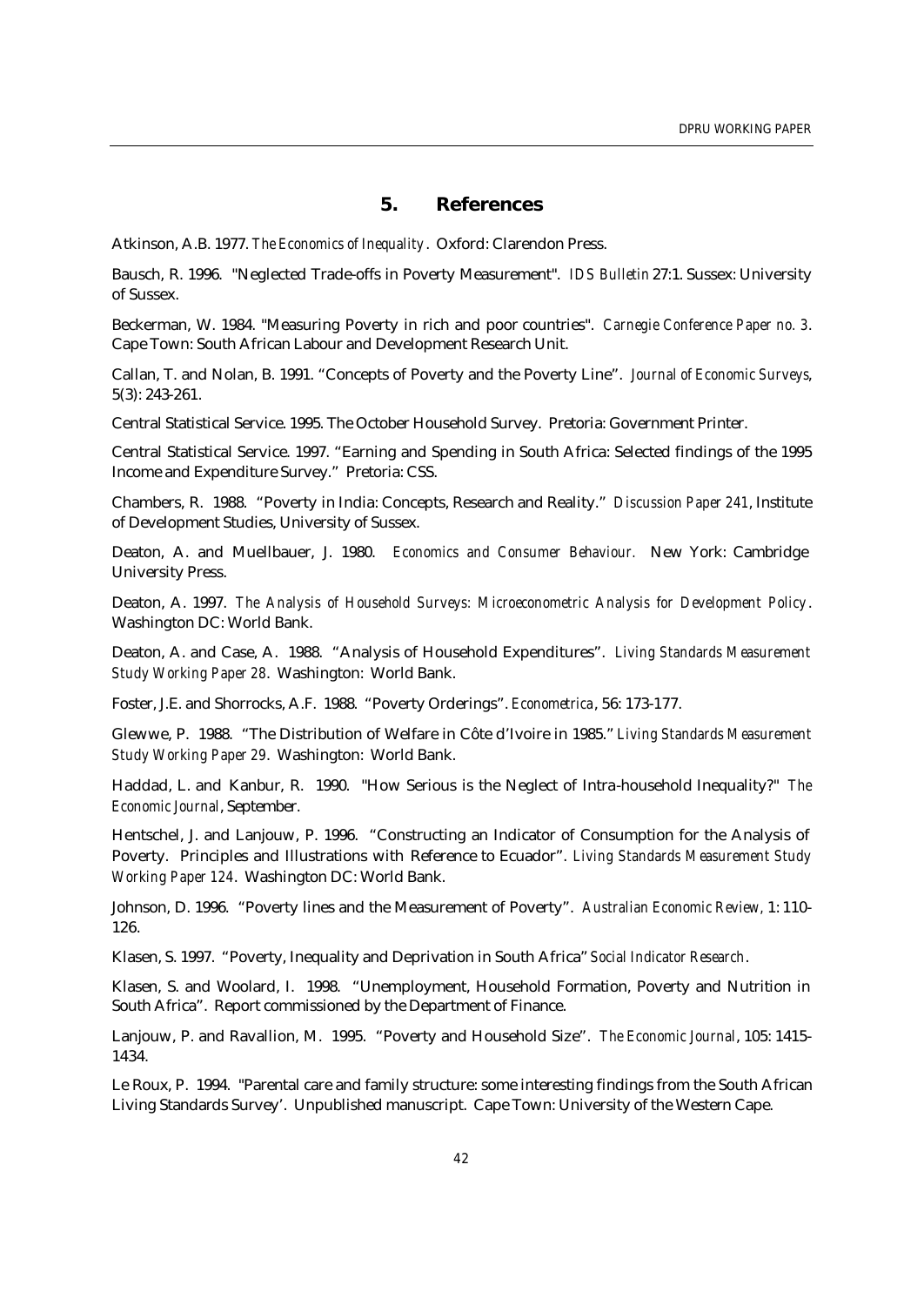## 5. References

Atkinson, A.B. 1977. *The Economics of Inequality*. Oxford: Clarendon Press.

Bausch, R. 1996. "Neglected Trade-offs in Poverty Measurement". *IDS Bulletin* 27:1. Sussex: University of Sussex.

Beckerman, W. 1984. "Measuring Poverty in rich and poor countries". *Carnegie Conference Paper no. 3*. Cape Town: South African Labour and Development Research Unit.

Callan, T. and Nolan, B. 1991. "Concepts of Poverty and the Poverty Line". *Journal of Economic Surveys*, 5(3): 243-261.

Central Statistical Service. 1995. The October Household Survey. Pretoria: Government Printer.

Central Statistical Service. 1997. "Earning and Spending in South Africa: Selected findings of the 1995 Income and Expenditure Survey." Pretoria: CSS.

Chambers, R. 1988. "Poverty in India: Concepts, Research and Reality." *Discussion Paper 241*, Institute of Development Studies, University of Sussex.

Deaton, A. and Muellbauer, J. 1980. *Economics and Consumer Behaviour.* New York: Cambridge University Press.

Deaton, A. 1997. *The Analysis of Household Surveys: Microeconometric Analysis for Development Policy*. Washington DC: World Bank.

Deaton, A. and Case, A. 1988. "Analysis of Household Expenditures". *Living Standards Measurement Study Working Paper 28*. Washington: World Bank.

Foster, J.E. and Shorrocks, A.F. 1988. "Poverty Orderings". *Econometrica*, 56: 173-177.

Glewwe, P. 1988. "The Distribution of Welfare in Côte d'Ivoire in 1985." *Living Standards Measurement Study Working Paper 29*. Washington: World Bank.

Haddad, L. and Kanbur, R. 1990. "How Serious is the Neglect of Intra-household Inequality?" *The Economic Journal*, September.

Hentschel, J. and Lanjouw, P. 1996. "Constructing an Indicator of Consumption for the Analysis of Poverty. Principles and Illustrations with Reference to Ecuador". *Living Standards Measurement Study Working Paper 124*. Washington DC: World Bank.

Johnson, D. 1996. "Poverty lines and the Measurement of Poverty". *Australian Economic Review,* 1: 110-126.

Klasen, S. 1997. "Poverty, Inequality and Deprivation in South Africa" *Social Indicator Research*.

Klasen, S. and Woolard, I. 1998. "Unemployment, Household Formation, Poverty and Nutrition in South Africa". Report commissioned by the Department of Finance.

Lanjouw, P. and Ravallion, M. 1995. "Poverty and Household Size". *The Economic Journal*, 105: 1415-1434.

Le Roux, P. 1994. "Parental care and family structure: some interesting findings from the South African Living Standards Survey'. Unpublished manuscript. Cape Town: University of the Western Cape.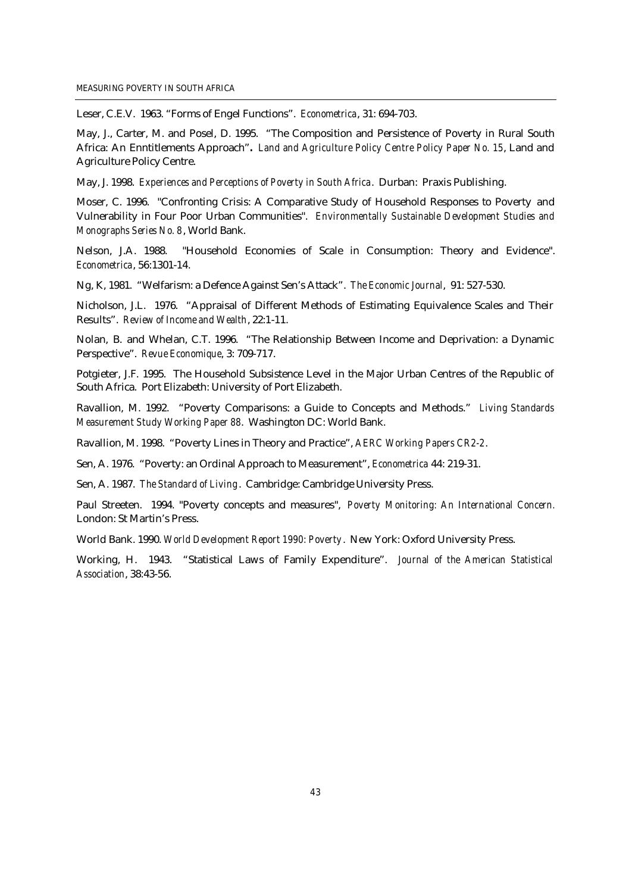Leser, C.E.V. 1963. "Forms of Engel Functions". *Econometrica*, 31: 694-703.

May, J., Carter, M. and Posel, D. 1995. "The Composition and Persistence of Poverty in Rural South Africa: An Enntitlements Approach". *Land and Agriculture Policy Centre Policy Paper No. 15*, Land and Agriculture Policy Centre.

May, J. 1998. *Experiences and Perceptions of Poverty in South Africa*. Durban: Praxis Publishing.

Moser, C. 1996. "Confronting Crisis: A Comparative Study of Household Responses to Poverty and Vulnerability in Four Poor Urban Communities". *Environmentally Sustainable Development Studies and Monographs Series No. 8*, World Bank.

Nelson, J.A. 1988. "Household Economies of Scale in Consumption: Theory and Evidence". *Econometrica*, 56:1301-14.

Ng, K, 1981. "Welfarism: a Defence Against Sen's Attack". *The Economic Journal*, 91: 527-530.

Nicholson, J.L. 1976. "Appraisal of Different Methods of Estimating Equivalence Scales and Their Results". *Review of Income and Wealth*, 22:1-11.

Nolan, B. and Whelan, C.T. 1996. "The Relationship Between Income and Deprivation: a Dynamic Perspective". *Revue Economique*, 3: 709-717.

Potgieter, J.F. 1995. The Household Subsistence Level in the Major Urban Centres of the Republic of South Africa. Port Elizabeth: University of Port Elizabeth.

Ravallion, M. 1992. "Poverty Comparisons: a Guide to Concepts and Methods." *Living Standards Measurement Study Working Paper 88*. Washington DC: World Bank.

Ravallion, M. 1998. "Poverty Lines in Theory and Practice", *AERC Working Papers CR2-2*.

Sen, A. 1976. "Poverty: an Ordinal Approach to Measurement", *Econometrica* 44: 219-31.

Sen, A. 1987. *The Standard of Living*. Cambridge: Cambridge University Press.

Paul Streeten. 1994. "Poverty concepts and measures", *Poverty Monitoring: An International Concern.* London: St Martin's Press.

World Bank. 1990. *World Development Report 1990: Poverty*. New York: Oxford University Press.

Working, H. 1943. "Statistical Laws of Family Expenditure". *Journal of the American Statistical Association*, 38:43-56.